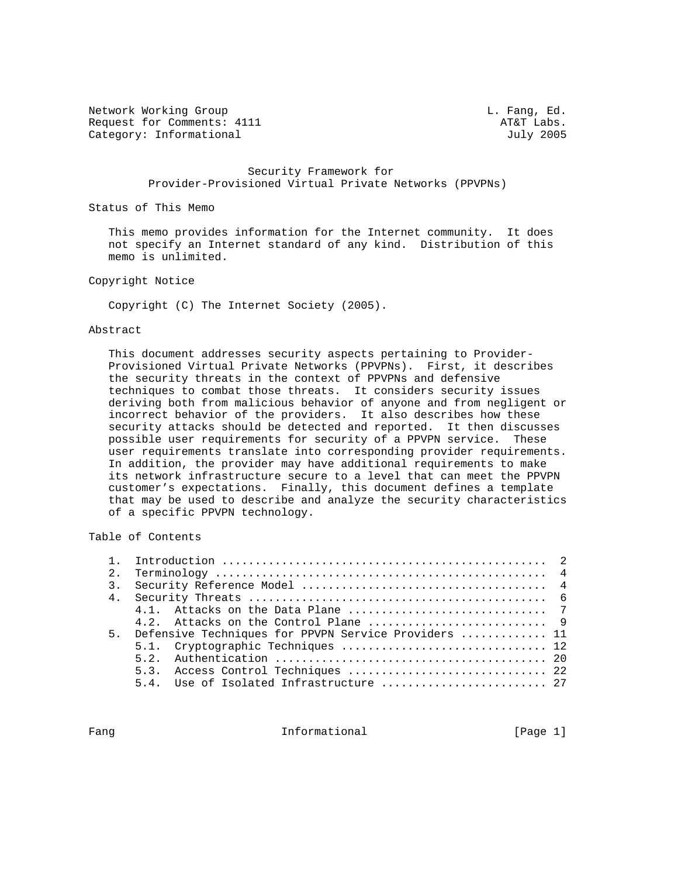Network Working Group L. Fang, Ed.
Request for Comments: 4111 AT&T Labs.
Category: Informational July 2005

# Security Framework for Provider-Provisioned Virtual Private Networks (PPVPNs)

## Status of This Memo

This memo provides information for the Internet community. It does not specify an Internet standard of any kind. Distribution of this memo is unlimited.

## Copyright Notice

Copyright (C) The Internet Society (2005).

## Abstract

This document addresses security aspects pertaining to Provider-Provisioned Virtual Private Networks (PPVPNs). First, it describes the security threats in the context of PPVPNs and defensive techniques to combat those threats. It considers security issues deriving both from malicious behavior of anyone and from negligent or incorrect behavior of the providers. It also describes how these security attacks should be detected and reported. It then discusses possible user requirements for security of a PPVPN service. These user requirements translate into corresponding provider requirements. In addition, the provider may have additional requirements to make its network infrastructure secure to a level that can meet the PPVPN customer's expectations. Finally, this document defines a template that may be used to describe and analyze the security characteristics of a specific PPVPN technology.

## Table of Contents

```
1.  Introduction ................................................  2
2.  Terminology .................................................  4
3.  Security Reference Model ....................................  4
4.  Security Threats ............................................  6
    4.1.  Attacks on the Data Plane .............................  7
    4.2.  Attacks on the Control Plane ..........................  9
5.  Defensive Techniques for PPVPN Service Providers ............ 11
    5.1.  Cryptographic Techniques .............................. 12
    5.2.  Authentication ........................................ 20
    5.3.  Access Control Techniques ............................. 22
    5.4.  Use of Isolated Infrastructure ........................ 27
```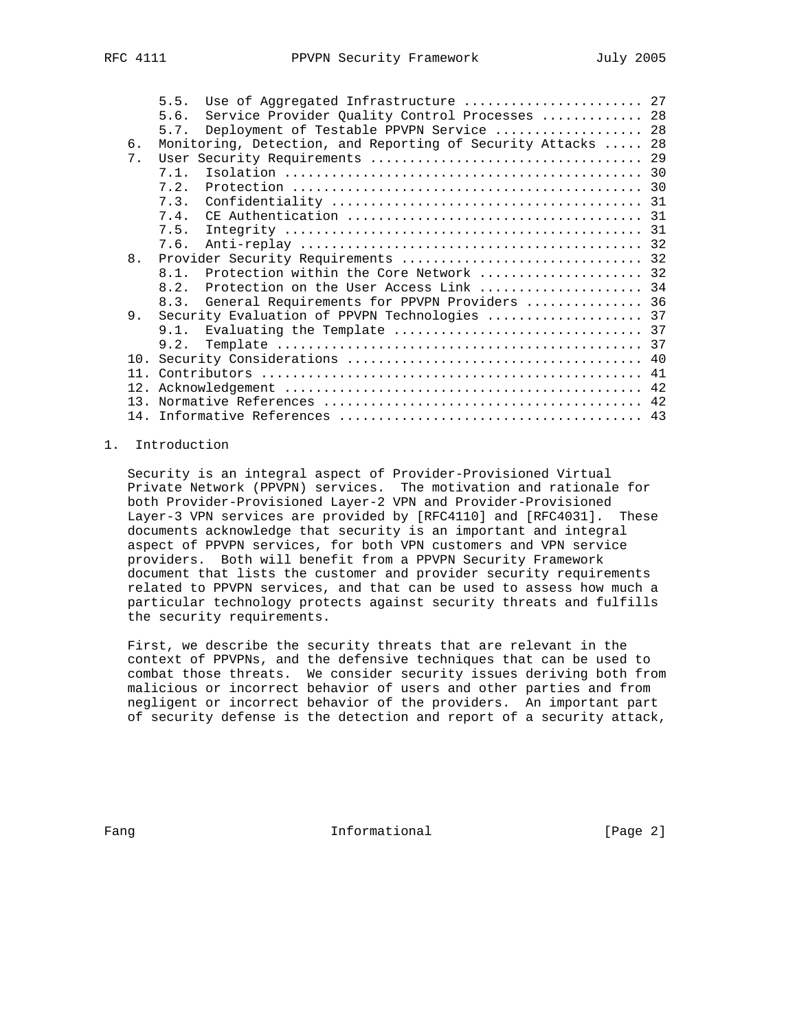5.5. Use of Aggregated Infrastructure ....................... 27
5.6. Service Provider Quality Control Processes ............. 28
5.7. Deployment of Testable PPVPN Service ................... 28
6. Monitoring, Detection, and Reporting of Security Attacks ..... 28
7. User Security Requirements ................................... 29
7.1. Isolation .............................................. 30
7.2. Protection ............................................. 30
7.3. Confidentiality ........................................ 31
7.4. CE Authentication ...................................... 31
7.5. Integrity .............................................. 31
7.6. Anti-replay ............................................ 32
8. Provider Security Requirements ............................... 32
8.1. Protection within the Core Network ..................... 32
8.2. Protection on the User Access Link ..................... 34
8.3. General Requirements for PPVPN Providers ............... 36
9. Security Evaluation of PPVPN Technologies .................... 37
9.1. Evaluating the Template ................................ 37
9.2. Template ............................................... 37
10. Security Considerations ..................................... 40
11. Contributors ................................................ 41
12. Acknowledgement ............................................. 42
13. Normative References ........................................ 42
14. Informative References ...................................... 43

# 1. Introduction

Security is an integral aspect of Provider-Provisioned Virtual Private Network (PPVPN) services. The motivation and rationale for both Provider-Provisioned Layer-2 VPN and Provider-Provisioned Layer-3 VPN services are provided by [RFC4110] and [RFC4031]. These documents acknowledge that security is an important and integral aspect of PPVPN services, for both VPN customers and VPN service providers. Both will benefit from a PPVPN Security Framework document that lists the customer and provider security requirements related to PPVPN services, and that can be used to assess how much a particular technology protects against security threats and fulfills the security requirements.

First, we describe the security threats that are relevant in the context of PPVPNs, and the defensive techniques that can be used to combat those threats. We consider security issues deriving both from malicious or incorrect behavior of users and other parties and from negligent or incorrect behavior of the providers. An important part of security defense is the detection and report of a security attack,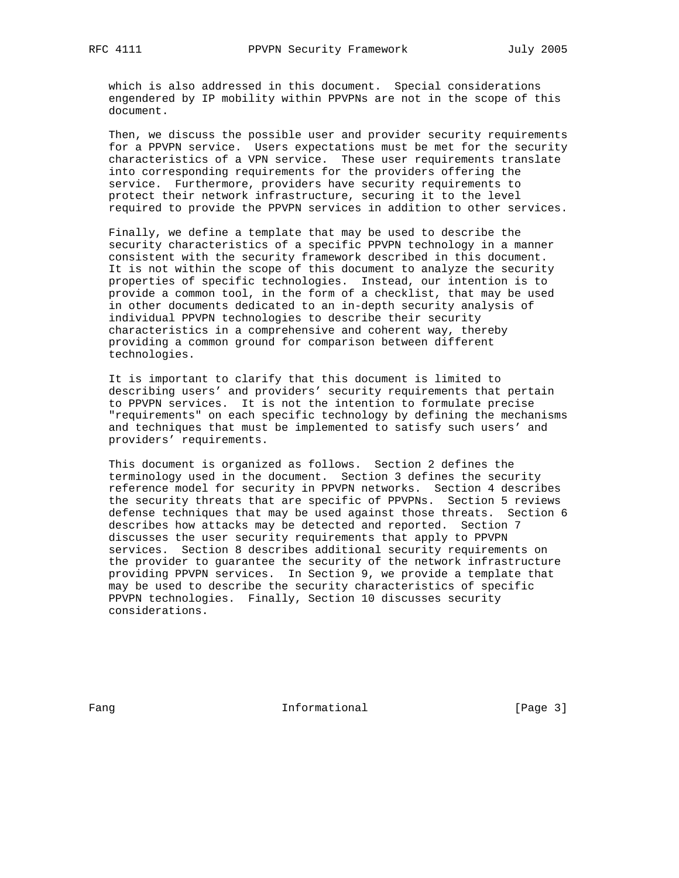which is also addressed in this document. Special considerations engendered by IP mobility within PPVPNs are not in the scope of this document.

Then, we discuss the possible user and provider security requirements for a PPVPN service. Users expectations must be met for the security characteristics of a VPN service. These user requirements translate into corresponding requirements for the providers offering the service. Furthermore, providers have security requirements to protect their network infrastructure, securing it to the level required to provide the PPVPN services in addition to other services.

Finally, we define a template that may be used to describe the security characteristics of a specific PPVPN technology in a manner consistent with the security framework described in this document. It is not within the scope of this document to analyze the security properties of specific technologies. Instead, our intention is to provide a common tool, in the form of a checklist, that may be used in other documents dedicated to an in-depth security analysis of individual PPVPN technologies to describe their security characteristics in a comprehensive and coherent way, thereby providing a common ground for comparison between different technologies.

It is important to clarify that this document is limited to describing users' and providers' security requirements that pertain to PPVPN services. It is not the intention to formulate precise "requirements" on each specific technology by defining the mechanisms and techniques that must be implemented to satisfy such users' and providers' requirements.

This document is organized as follows. Section 2 defines the terminology used in the document. Section 3 defines the security reference model for security in PPVPN networks. Section 4 describes the security threats that are specific of PPVPNs. Section 5 reviews defense techniques that may be used against those threats. Section 6 describes how attacks may be detected and reported. Section 7 discusses the user security requirements that apply to PPVPN services. Section 8 describes additional security requirements on the provider to guarantee the security of the network infrastructure providing PPVPN services. In Section 9, we provide a template that may be used to describe the security characteristics of specific PPVPN technologies. Finally, Section 10 discusses security considerations.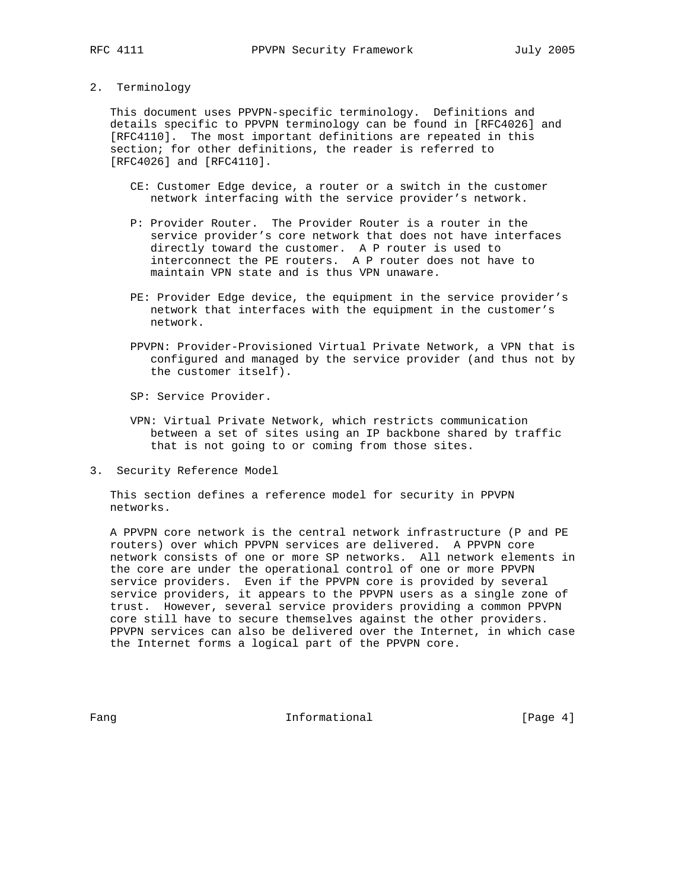## 2. Terminology

This document uses PPVPN-specific terminology. Definitions and details specific to PPVPN terminology can be found in [RFC4026] and [RFC4110]. The most important definitions are repeated in this section; for other definitions, the reader is referred to [RFC4026] and [RFC4110].

- CE: Customer Edge device, a router or a switch in the customer network interfacing with the service provider’s network.

- P: Provider Router. The Provider Router is a router in the service provider’s core network that does not have interfaces directly toward the customer. A P router is used to interconnect the PE routers. A P router does not have to maintain VPN state and is thus VPN unaware.

- PE: Provider Edge device, the equipment in the service provider’s network that interfaces with the equipment in the customer’s network.

- PPVPN: Provider-Provisioned Virtual Private Network, a VPN that is configured and managed by the service provider (and thus not by the customer itself).

- SP: Service Provider.

- VPN: Virtual Private Network, which restricts communication between a set of sites using an IP backbone shared by traffic that is not going to or coming from those sites.

## 3. Security Reference Model

This section defines a reference model for security in PPVPN networks.

A PPVPN core network is the central network infrastructure (P and PE routers) over which PPVPN services are delivered. A PPVPN core network consists of one or more SP networks. All network elements in the core are under the operational control of one or more PPVPN service providers. Even if the PPVPN core is provided by several service providers, it appears to the PPVPN users as a single zone of trust. However, several service providers providing a common PPVPN core still have to secure themselves against the other providers. PPVPN services can also be delivered over the Internet, in which case the Internet forms a logical part of the PPVPN core.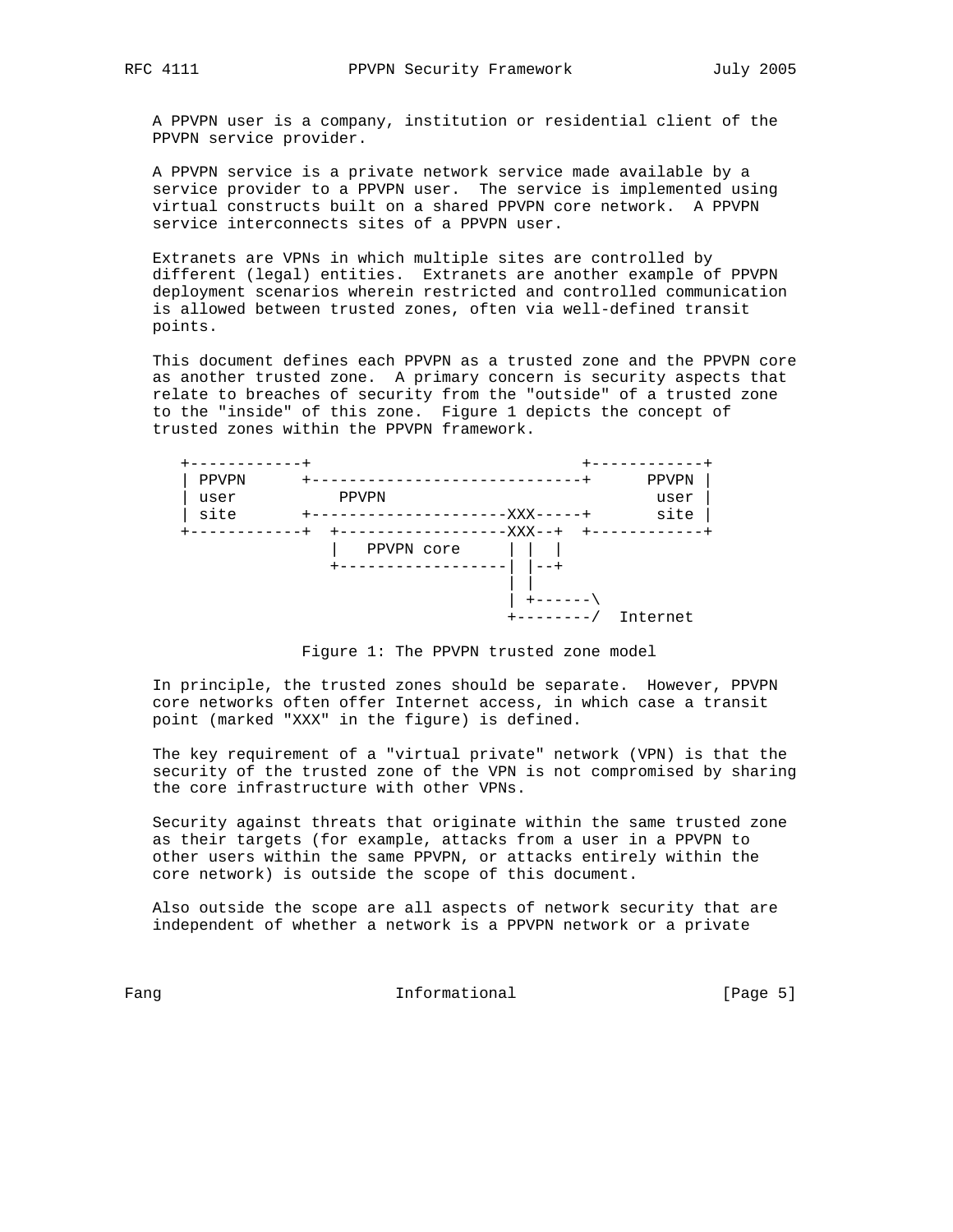A PPVPN user is a company, institution or residential client of the PPVPN service provider.

A PPVPN service is a private network service made available by a service provider to a PPVPN user. The service is implemented using virtual constructs built on a shared PPVPN core network. A PPVPN service interconnects sites of a PPVPN user.

Extranets are VPNs in which multiple sites are controlled by different (legal) entities. Extranets are another example of PPVPN deployment scenarios wherein restricted and controlled communication is allowed between trusted zones, often via well-defined transit points.

This document defines each PPVPN as a trusted zone and the PPVPN core as another trusted zone. A primary concern is security aspects that relate to breaches of security from the "outside" of a trusted zone to the "inside" of this zone. Figure 1 depicts the concept of trusted zones within the PPVPN framework.

```
+------------+                             +------------+
| PPVPN      +-----------------------------+      PPVPN |
| user           PPVPN                             user |
| site       +---------------------XXX-----+       site |
+------------+  +------------------XXX--+  +------------+
                |   PPVPN core     | |  |
                +------------------| |--+
                                   | |
                                   | +------\
                                   +--------/  Internet
```

Figure 1: The PPVPN trusted zone model

In principle, the trusted zones should be separate. However, PPVPN core networks often offer Internet access, in which case a transit point (marked "XXX" in the figure) is defined.

The key requirement of a "virtual private" network (VPN) is that the security of the trusted zone of the VPN is not compromised by sharing the core infrastructure with other VPNs.

Security against threats that originate within the same trusted zone as their targets (for example, attacks from a user in a PPVPN to other users within the same PPVPN, or attacks entirely within the core network) is outside the scope of this document.

Also outside the scope are all aspects of network security that are independent of whether a network is a PPVPN network or a private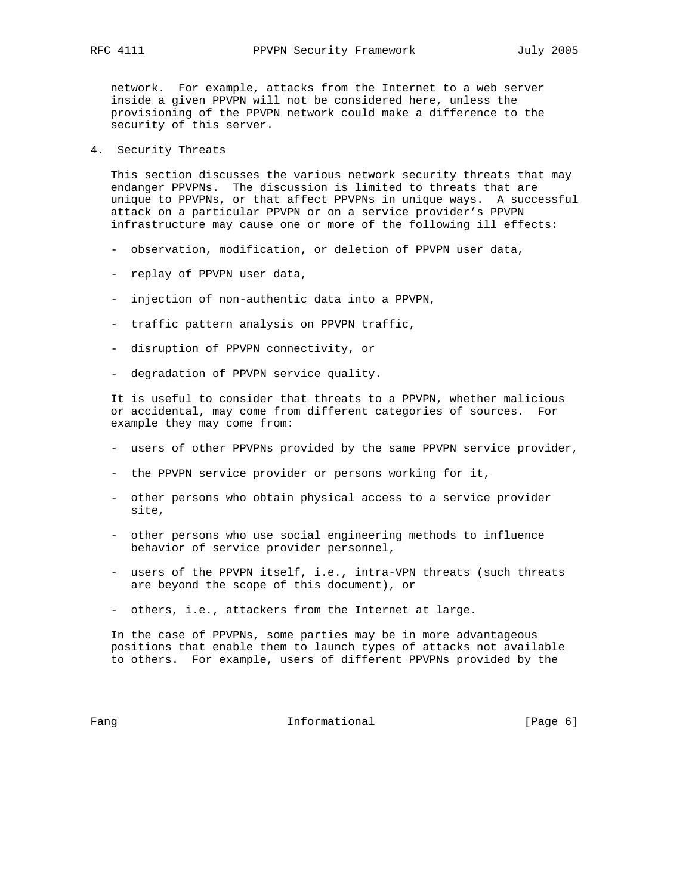network. For example, attacks from the Internet to a web server inside a given PPVPN will not be considered here, unless the provisioning of the PPVPN network could make a difference to the security of this server.

## 4. Security Threats

This section discusses the various network security threats that may endanger PPVPNs. The discussion is limited to threats that are unique to PPVPNs, or that affect PPVPNs in unique ways. A successful attack on a particular PPVPN or on a service provider's PPVPN infrastructure may cause one or more of the following ill effects:

- observation, modification, or deletion of PPVPN user data,
- replay of PPVPN user data,
- injection of non-authentic data into a PPVPN,
- traffic pattern analysis on PPVPN traffic,
- disruption of PPVPN connectivity, or
- degradation of PPVPN service quality.

It is useful to consider that threats to a PPVPN, whether malicious or accidental, may come from different categories of sources. For example they may come from:

- users of other PPVPNs provided by the same PPVPN service provider,
- the PPVPN service provider or persons working for it,
- other persons who obtain physical access to a service provider site,
- other persons who use social engineering methods to influence behavior of service provider personnel,
- users of the PPVPN itself, i.e., intra-VPN threats (such threats are beyond the scope of this document), or
- others, i.e., attackers from the Internet at large.

In the case of PPVPNs, some parties may be in more advantageous positions that enable them to launch types of attacks not available to others. For example, users of different PPVPNs provided by the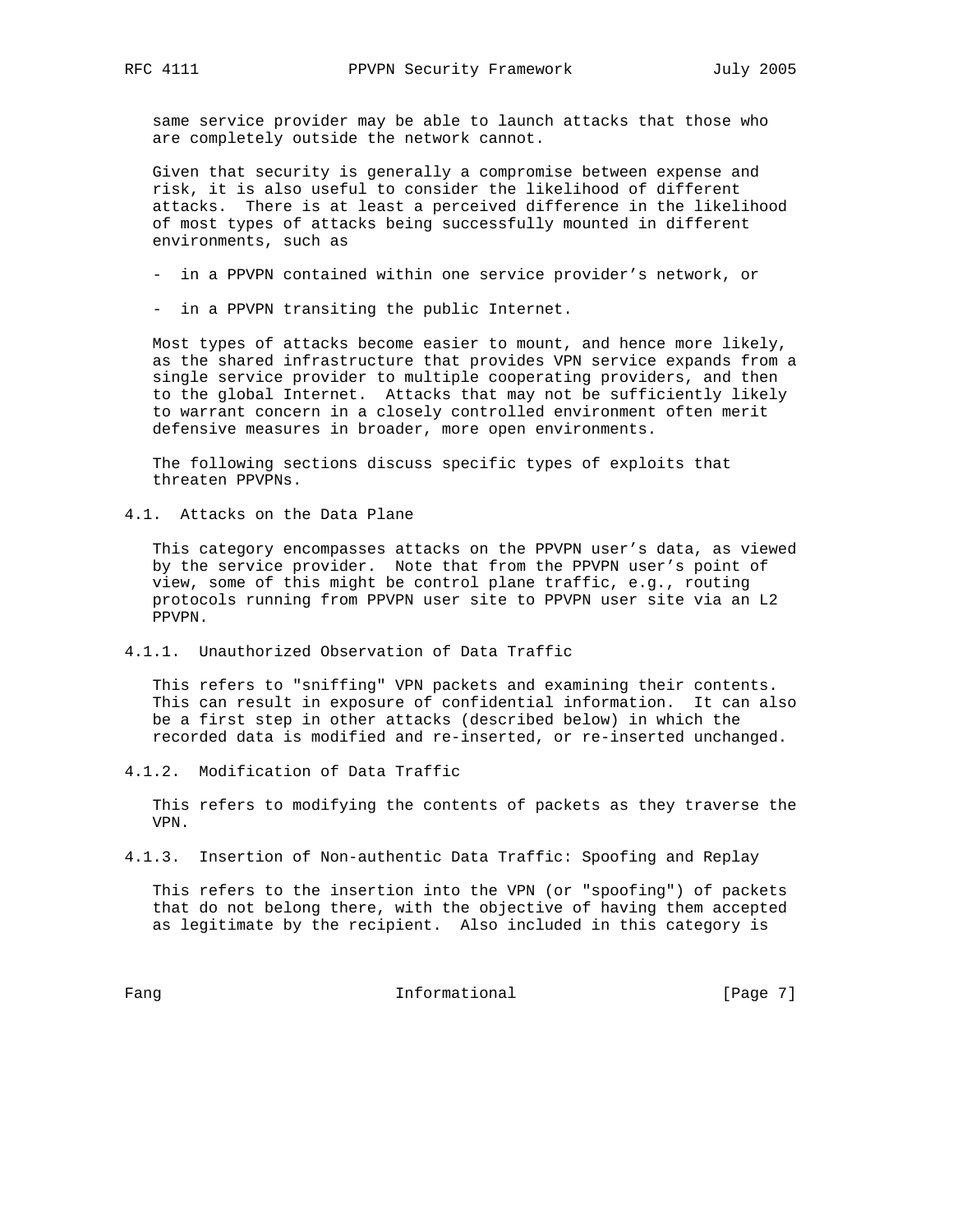same service provider may be able to launch attacks that those who are completely outside the network cannot.

Given that security is generally a compromise between expense and risk, it is also useful to consider the likelihood of different attacks. There is at least a perceived difference in the likelihood of most types of attacks being successfully mounted in different environments, such as

- in a PPVPN contained within one service provider's network, or

- in a PPVPN transiting the public Internet.

Most types of attacks become easier to mount, and hence more likely, as the shared infrastructure that provides VPN service expands from a single service provider to multiple cooperating providers, and then to the global Internet. Attacks that may not be sufficiently likely to warrant concern in a closely controlled environment often merit defensive measures in broader, more open environments.

The following sections discuss specific types of exploits that threaten PPVPNs.

### 4.1. Attacks on the Data Plane

This category encompasses attacks on the PPVPN user's data, as viewed by the service provider. Note that from the PPVPN user's point of view, some of this might be control plane traffic, e.g., routing protocols running from PPVPN user site to PPVPN user site via an L2 PPVPN.

#### 4.1.1. Unauthorized Observation of Data Traffic

This refers to "sniffing" VPN packets and examining their contents. This can result in exposure of confidential information. It can also be a first step in other attacks (described below) in which the recorded data is modified and re-inserted, or re-inserted unchanged.

#### 4.1.2. Modification of Data Traffic

This refers to modifying the contents of packets as they traverse the VPN.

#### 4.1.3. Insertion of Non-authentic Data Traffic: Spoofing and Replay

This refers to the insertion into the VPN (or "spoofing") of packets that do not belong there, with the objective of having them accepted as legitimate by the recipient. Also included in this category is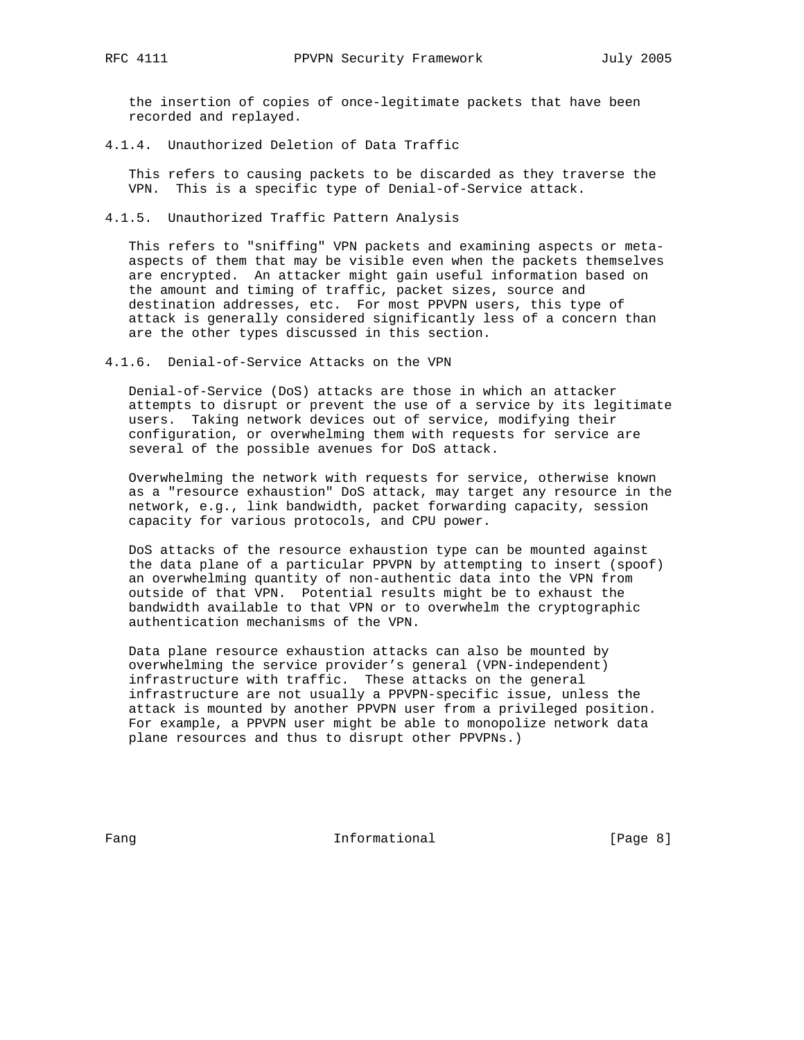the insertion of copies of once-legitimate packets that have been recorded and replayed.

#### 4.1.4. Unauthorized Deletion of Data Traffic

This refers to causing packets to be discarded as they traverse the VPN. This is a specific type of Denial-of-Service attack.

#### 4.1.5. Unauthorized Traffic Pattern Analysis

This refers to "sniffing" VPN packets and examining aspects or meta-aspects of them that may be visible even when the packets themselves are encrypted. An attacker might gain useful information based on the amount and timing of traffic, packet sizes, source and destination addresses, etc. For most PPVPN users, this type of attack is generally considered significantly less of a concern than are the other types discussed in this section.

#### 4.1.6. Denial-of-Service Attacks on the VPN

Denial-of-Service (DoS) attacks are those in which an attacker attempts to disrupt or prevent the use of a service by its legitimate users. Taking network devices out of service, modifying their configuration, or overwhelming them with requests for service are several of the possible avenues for DoS attack.

Overwhelming the network with requests for service, otherwise known as a "resource exhaustion" DoS attack, may target any resource in the network, e.g., link bandwidth, packet forwarding capacity, session capacity for various protocols, and CPU power.

DoS attacks of the resource exhaustion type can be mounted against the data plane of a particular PPVPN by attempting to insert (spoof) an overwhelming quantity of non-authentic data into the VPN from outside of that VPN. Potential results might be to exhaust the bandwidth available to that VPN or to overwhelm the cryptographic authentication mechanisms of the VPN.

Data plane resource exhaustion attacks can also be mounted by overwhelming the service provider's general (VPN-independent) infrastructure with traffic. These attacks on the general infrastructure are not usually a PPVPN-specific issue, unless the attack is mounted by another PPVPN user from a privileged position. For example, a PPVPN user might be able to monopolize network data plane resources and thus to disrupt other PPVPNs.)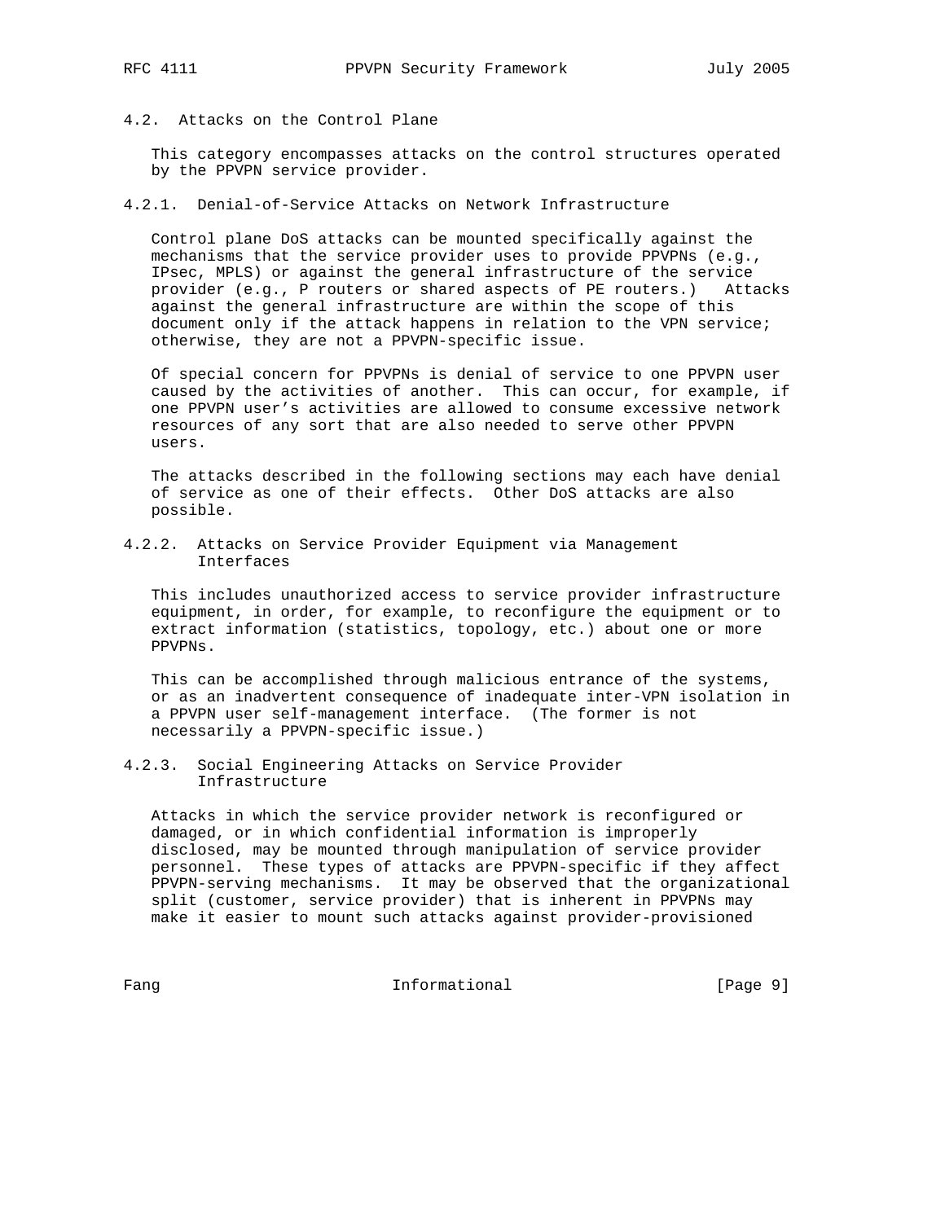### 4.2. Attacks on the Control Plane

This category encompasses attacks on the control structures operated by the PPVPN service provider.

#### 4.2.1. Denial-of-Service Attacks on Network Infrastructure

Control plane DoS attacks can be mounted specifically against the mechanisms that the service provider uses to provide PPVPNs (e.g., IPsec, MPLS) or against the general infrastructure of the service provider (e.g., P routers or shared aspects of PE routers.) Attacks against the general infrastructure are within the scope of this document only if the attack happens in relation to the VPN service; otherwise, they are not a PPVPN-specific issue.

Of special concern for PPVPNs is denial of service to one PPVPN user caused by the activities of another. This can occur, for example, if one PPVPN user's activities are allowed to consume excessive network resources of any sort that are also needed to serve other PPVPN users.

The attacks described in the following sections may each have denial of service as one of their effects. Other DoS attacks are also possible.

#### 4.2.2. Attacks on Service Provider Equipment via Management Interfaces

This includes unauthorized access to service provider infrastructure equipment, in order, for example, to reconfigure the equipment or to extract information (statistics, topology, etc.) about one or more PPVPNs.

This can be accomplished through malicious entrance of the systems, or as an inadvertent consequence of inadequate inter-VPN isolation in a PPVPN user self-management interface. (The former is not necessarily a PPVPN-specific issue.)

#### 4.2.3. Social Engineering Attacks on Service Provider Infrastructure

Attacks in which the service provider network is reconfigured or damaged, or in which confidential information is improperly disclosed, may be mounted through manipulation of service provider personnel. These types of attacks are PPVPN-specific if they affect PPVPN-serving mechanisms. It may be observed that the organizational split (customer, service provider) that is inherent in PPVPNs may make it easier to mount such attacks against provider-provisioned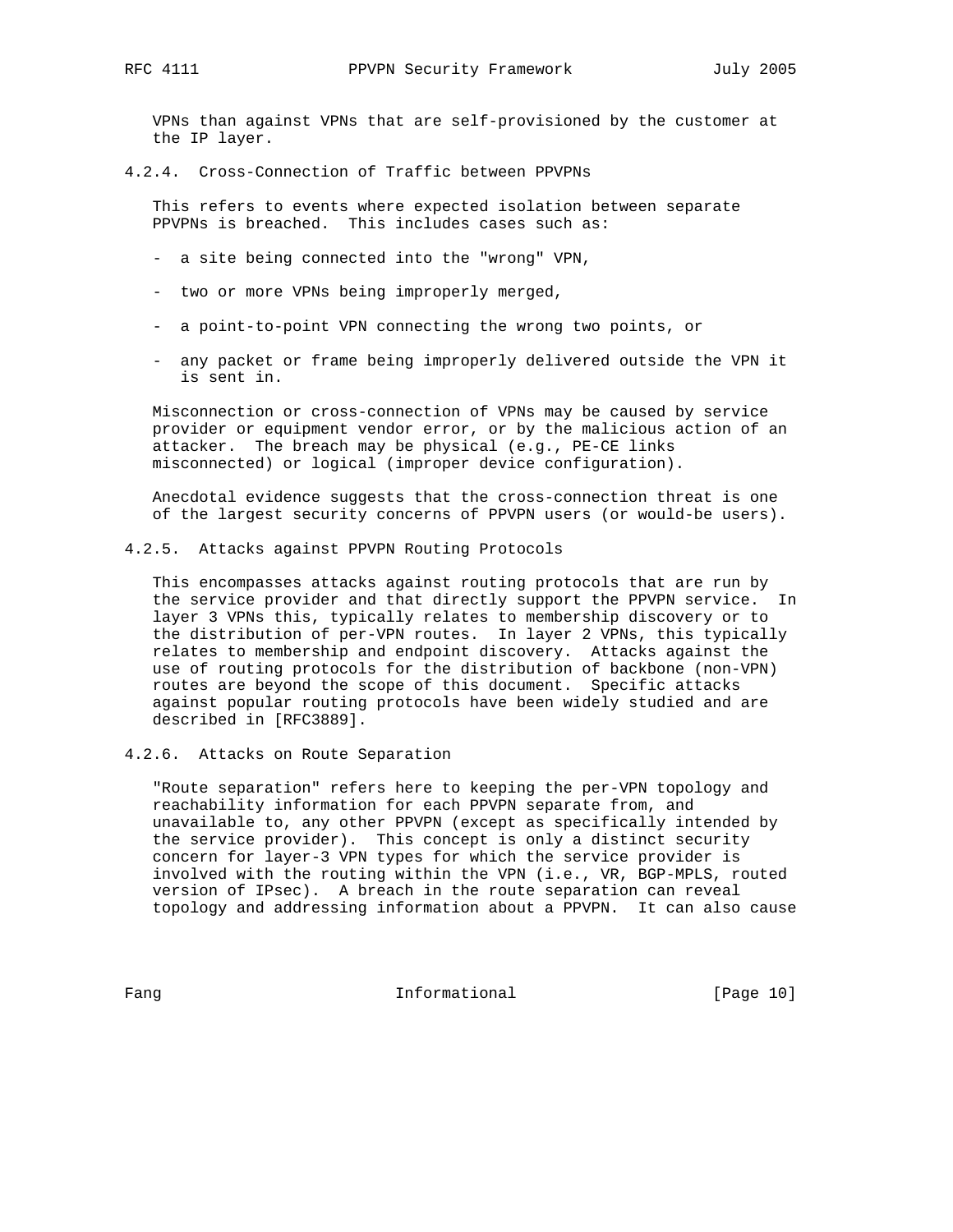VPNs than against VPNs that are self-provisioned by the customer at the IP layer.

#### 4.2.4. Cross-Connection of Traffic between PPVPNs

This refers to events where expected isolation between separate PPVPNs is breached. This includes cases such as:

- a site being connected into the "wrong" VPN,
- two or more VPNs being improperly merged,
- a point-to-point VPN connecting the wrong two points, or
- any packet or frame being improperly delivered outside the VPN it is sent in.

Misconnection or cross-connection of VPNs may be caused by service provider or equipment vendor error, or by the malicious action of an attacker. The breach may be physical (e.g., PE-CE links misconnected) or logical (improper device configuration).

Anecdotal evidence suggests that the cross-connection threat is one of the largest security concerns of PPVPN users (or would-be users).

#### 4.2.5. Attacks against PPVPN Routing Protocols

This encompasses attacks against routing protocols that are run by the service provider and that directly support the PPVPN service. In layer 3 VPNs this, typically relates to membership discovery or to the distribution of per-VPN routes. In layer 2 VPNs, this typically relates to membership and endpoint discovery. Attacks against the use of routing protocols for the distribution of backbone (non-VPN) routes are beyond the scope of this document. Specific attacks against popular routing protocols have been widely studied and are described in [RFC3889].

#### 4.2.6. Attacks on Route Separation

"Route separation" refers here to keeping the per-VPN topology and reachability information for each PPVPN separate from, and unavailable to, any other PPVPN (except as specifically intended by the service provider). This concept is only a distinct security concern for layer-3 VPN types for which the service provider is involved with the routing within the VPN (i.e., VR, BGP-MPLS, routed version of IPsec). A breach in the route separation can reveal topology and addressing information about a PPVPN. It can also cause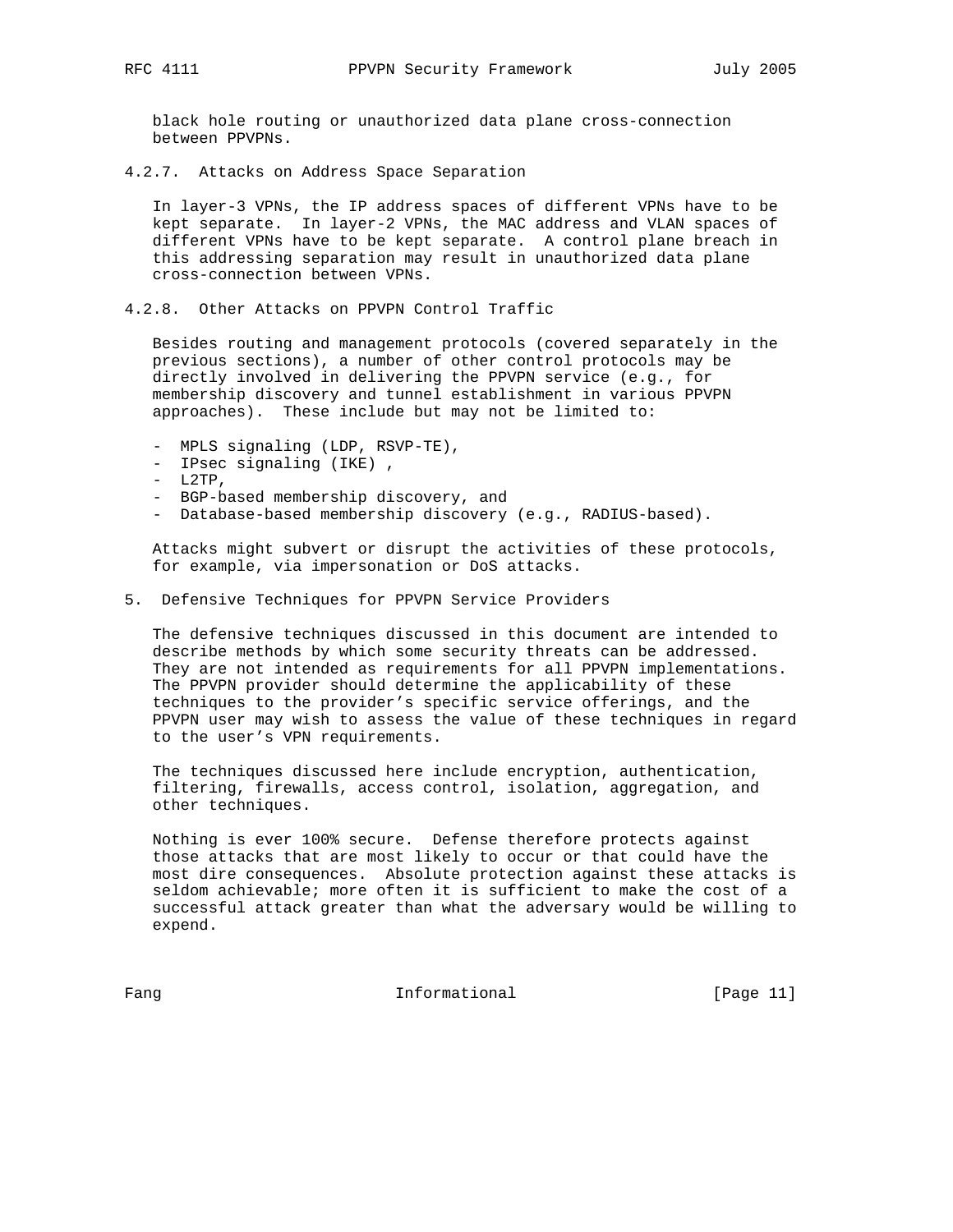black hole routing or unauthorized data plane cross-connection between PPVPNs.

#### 4.2.7. Attacks on Address Space Separation

In layer-3 VPNs, the IP address spaces of different VPNs have to be kept separate. In layer-2 VPNs, the MAC address and VLAN spaces of different VPNs have to be kept separate. A control plane breach in this addressing separation may result in unauthorized data plane cross-connection between VPNs.

#### 4.2.8. Other Attacks on PPVPN Control Traffic

Besides routing and management protocols (covered separately in the previous sections), a number of other control protocols may be directly involved in delivering the PPVPN service (e.g., for membership discovery and tunnel establishment in various PPVPN approaches). These include but may not be limited to:

- MPLS signaling (LDP, RSVP-TE),
- IPsec signaling (IKE) ,
- L2TP,
- BGP-based membership discovery, and
- Database-based membership discovery (e.g., RADIUS-based).

Attacks might subvert or disrupt the activities of these protocols, for example, via impersonation or DoS attacks.

## 5. Defensive Techniques for PPVPN Service Providers

The defensive techniques discussed in this document are intended to describe methods by which some security threats can be addressed. They are not intended as requirements for all PPVPN implementations. The PPVPN provider should determine the applicability of these techniques to the provider's specific service offerings, and the PPVPN user may wish to assess the value of these techniques in regard to the user's VPN requirements.

The techniques discussed here include encryption, authentication, filtering, firewalls, access control, isolation, aggregation, and other techniques.

Nothing is ever 100% secure. Defense therefore protects against those attacks that are most likely to occur or that could have the most dire consequences. Absolute protection against these attacks is seldom achievable; more often it is sufficient to make the cost of a successful attack greater than what the adversary would be willing to expend.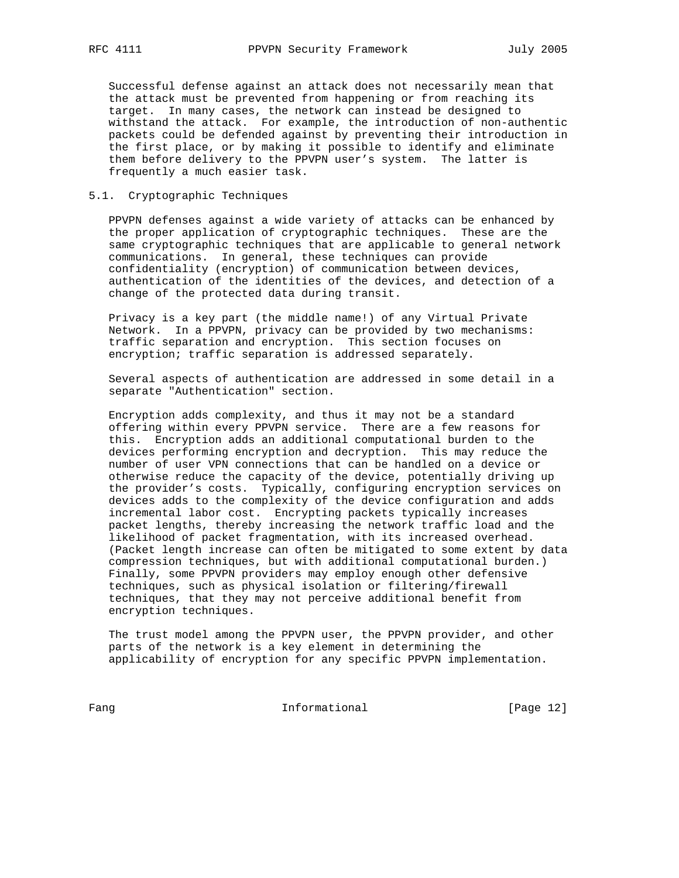Successful defense against an attack does not necessarily mean that the attack must be prevented from happening or from reaching its target. In many cases, the network can instead be designed to withstand the attack. For example, the introduction of non-authentic packets could be defended against by preventing their introduction in the first place, or by making it possible to identify and eliminate them before delivery to the PPVPN user's system. The latter is frequently a much easier task.

### 5.1. Cryptographic Techniques

PPVPN defenses against a wide variety of attacks can be enhanced by the proper application of cryptographic techniques. These are the same cryptographic techniques that are applicable to general network communications. In general, these techniques can provide confidentiality (encryption) of communication between devices, authentication of the identities of the devices, and detection of a change of the protected data during transit.

Privacy is a key part (the middle name!) of any Virtual Private Network. In a PPVPN, privacy can be provided by two mechanisms: traffic separation and encryption. This section focuses on encryption; traffic separation is addressed separately.

Several aspects of authentication are addressed in some detail in a separate "Authentication" section.

Encryption adds complexity, and thus it may not be a standard offering within every PPVPN service. There are a few reasons for this. Encryption adds an additional computational burden to the devices performing encryption and decryption. This may reduce the number of user VPN connections that can be handled on a device or otherwise reduce the capacity of the device, potentially driving up the provider's costs. Typically, configuring encryption services on devices adds to the complexity of the device configuration and adds incremental labor cost. Encrypting packets typically increases packet lengths, thereby increasing the network traffic load and the likelihood of packet fragmentation, with its increased overhead. (Packet length increase can often be mitigated to some extent by data compression techniques, but with additional computational burden.) Finally, some PPVPN providers may employ enough other defensive techniques, such as physical isolation or filtering/firewall techniques, that they may not perceive additional benefit from encryption techniques.

The trust model among the PPVPN user, the PPVPN provider, and other parts of the network is a key element in determining the applicability of encryption for any specific PPVPN implementation.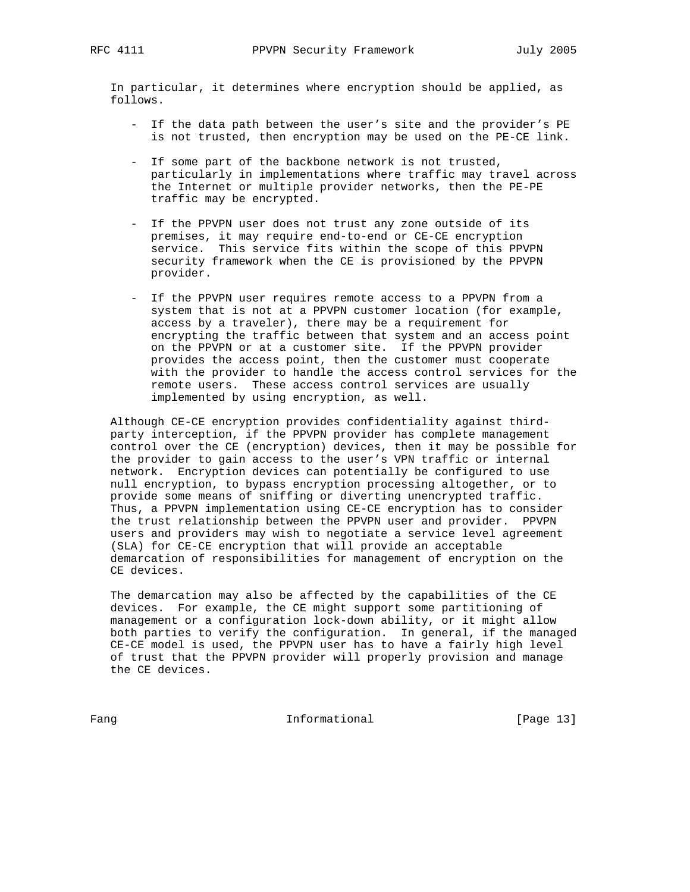In particular, it determines where encryption should be applied, as follows.

- If the data path between the user's site and the provider's PE is not trusted, then encryption may be used on the PE-CE link.

- If some part of the backbone network is not trusted, particularly in implementations where traffic may travel across the Internet or multiple provider networks, then the PE-PE traffic may be encrypted.

- If the PPVPN user does not trust any zone outside of its premises, it may require end-to-end or CE-CE encryption service. This service fits within the scope of this PPVPN security framework when the CE is provisioned by the PPVPN provider.

- If the PPVPN user requires remote access to a PPVPN from a system that is not at a PPVPN customer location (for example, access by a traveler), there may be a requirement for encrypting the traffic between that system and an access point on the PPVPN or at a customer site. If the PPVPN provider provides the access point, then the customer must cooperate with the provider to handle the access control services for the remote users. These access control services are usually implemented by using encryption, as well.

Although CE-CE encryption provides confidentiality against third-party interception, if the PPVPN provider has complete management control over the CE (encryption) devices, then it may be possible for the provider to gain access to the user's VPN traffic or internal network. Encryption devices can potentially be configured to use null encryption, to bypass encryption processing altogether, or to provide some means of sniffing or diverting unencrypted traffic. Thus, a PPVPN implementation using CE-CE encryption has to consider the trust relationship between the PPVPN user and provider. PPVPN users and providers may wish to negotiate a service level agreement (SLA) for CE-CE encryption that will provide an acceptable demarcation of responsibilities for management of encryption on the CE devices.

The demarcation may also be affected by the capabilities of the CE devices. For example, the CE might support some partitioning of management or a configuration lock-down ability, or it might allow both parties to verify the configuration. In general, if the managed CE-CE model is used, the PPVPN user has to have a fairly high level of trust that the PPVPN provider will properly provision and manage the CE devices.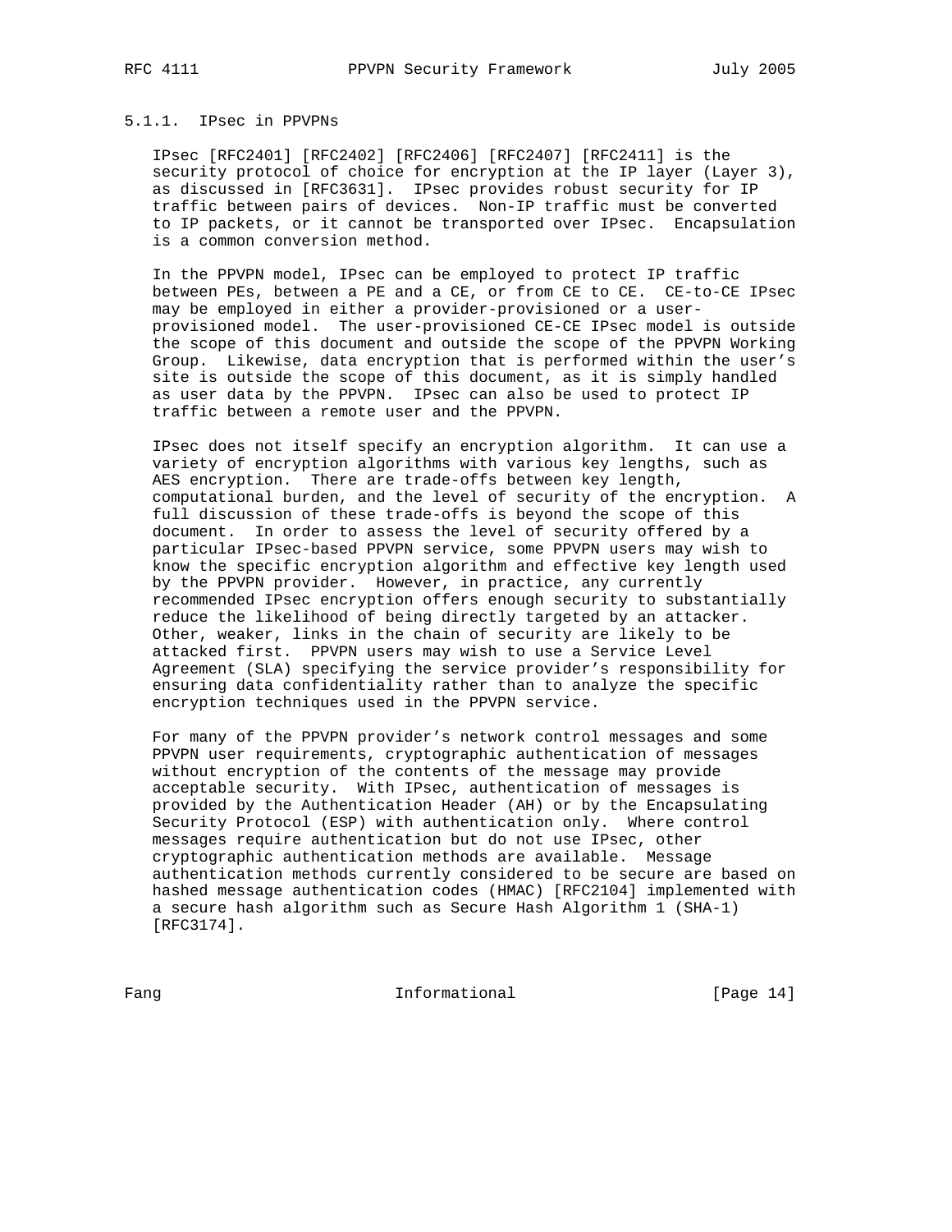#### 5.1.1. IPsec in PPVPNs

IPsec [RFC2401] [RFC2402] [RFC2406] [RFC2407] [RFC2411] is the security protocol of choice for encryption at the IP layer (Layer 3), as discussed in [RFC3631]. IPsec provides robust security for IP traffic between pairs of devices. Non-IP traffic must be converted to IP packets, or it cannot be transported over IPsec. Encapsulation is a common conversion method.

In the PPVPN model, IPsec can be employed to protect IP traffic between PEs, between a PE and a CE, or from CE to CE. CE-to-CE IPsec may be employed in either a provider-provisioned or a user-provisioned model. The user-provisioned CE-CE IPsec model is outside the scope of this document and outside the scope of the PPVPN Working Group. Likewise, data encryption that is performed within the user's site is outside the scope of this document, as it is simply handled as user data by the PPVPN. IPsec can also be used to protect IP traffic between a remote user and the PPVPN.

IPsec does not itself specify an encryption algorithm. It can use a variety of encryption algorithms with various key lengths, such as AES encryption. There are trade-offs between key length, computational burden, and the level of security of the encryption. A full discussion of these trade-offs is beyond the scope of this document. In order to assess the level of security offered by a particular IPsec-based PPVPN service, some PPVPN users may wish to know the specific encryption algorithm and effective key length used by the PPVPN provider. However, in practice, any currently recommended IPsec encryption offers enough security to substantially reduce the likelihood of being directly targeted by an attacker. Other, weaker, links in the chain of security are likely to be attacked first. PPVPN users may wish to use a Service Level Agreement (SLA) specifying the service provider's responsibility for ensuring data confidentiality rather than to analyze the specific encryption techniques used in the PPVPN service.

For many of the PPVPN provider's network control messages and some PPVPN user requirements, cryptographic authentication of messages without encryption of the contents of the message may provide acceptable security. With IPsec, authentication of messages is provided by the Authentication Header (AH) or by the Encapsulating Security Protocol (ESP) with authentication only. Where control messages require authentication but do not use IPsec, other cryptographic authentication methods are available. Message authentication methods currently considered to be secure are based on hashed message authentication codes (HMAC) [RFC2104] implemented with a secure hash algorithm such as Secure Hash Algorithm 1 (SHA-1) [RFC3174].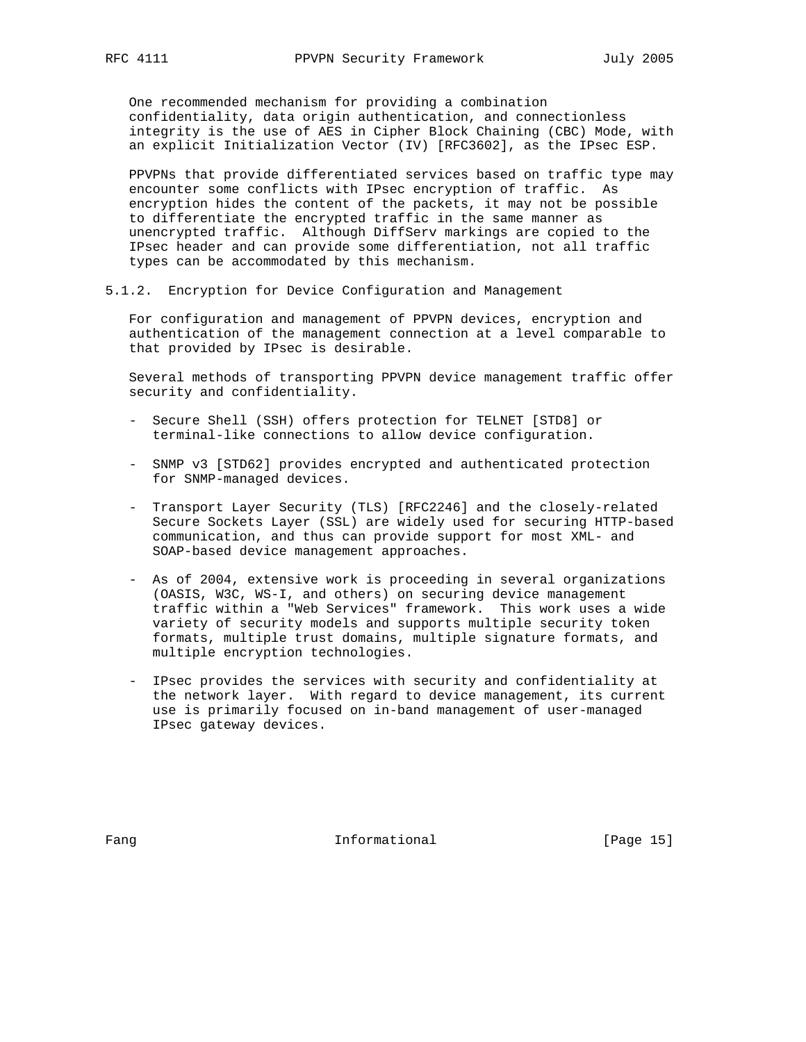One recommended mechanism for providing a combination confidentiality, data origin authentication, and connectionless integrity is the use of AES in Cipher Block Chaining (CBC) Mode, with an explicit Initialization Vector (IV) [RFC3602], as the IPsec ESP.

PPVPNs that provide differentiated services based on traffic type may encounter some conflicts with IPsec encryption of traffic. As encryption hides the content of the packets, it may not be possible to differentiate the encrypted traffic in the same manner as unencrypted traffic. Although DiffServ markings are copied to the IPsec header and can provide some differentiation, not all traffic types can be accommodated by this mechanism.

### 5.1.2. Encryption for Device Configuration and Management

For configuration and management of PPVPN devices, encryption and authentication of the management connection at a level comparable to that provided by IPsec is desirable.

Several methods of transporting PPVPN device management traffic offer security and confidentiality.

- Secure Shell (SSH) offers protection for TELNET [STD8] or terminal-like connections to allow device configuration.

- SNMP v3 [STD62] provides encrypted and authenticated protection for SNMP-managed devices.

- Transport Layer Security (TLS) [RFC2246] and the closely-related Secure Sockets Layer (SSL) are widely used for securing HTTP-based communication, and thus can provide support for most XML- and SOAP-based device management approaches.

- As of 2004, extensive work is proceeding in several organizations (OASIS, W3C, WS-I, and others) on securing device management traffic within a "Web Services" framework. This work uses a wide variety of security models and supports multiple security token formats, multiple trust domains, multiple signature formats, and multiple encryption technologies.

- IPsec provides the services with security and confidentiality at the network layer. With regard to device management, its current use is primarily focused on in-band management of user-managed IPsec gateway devices.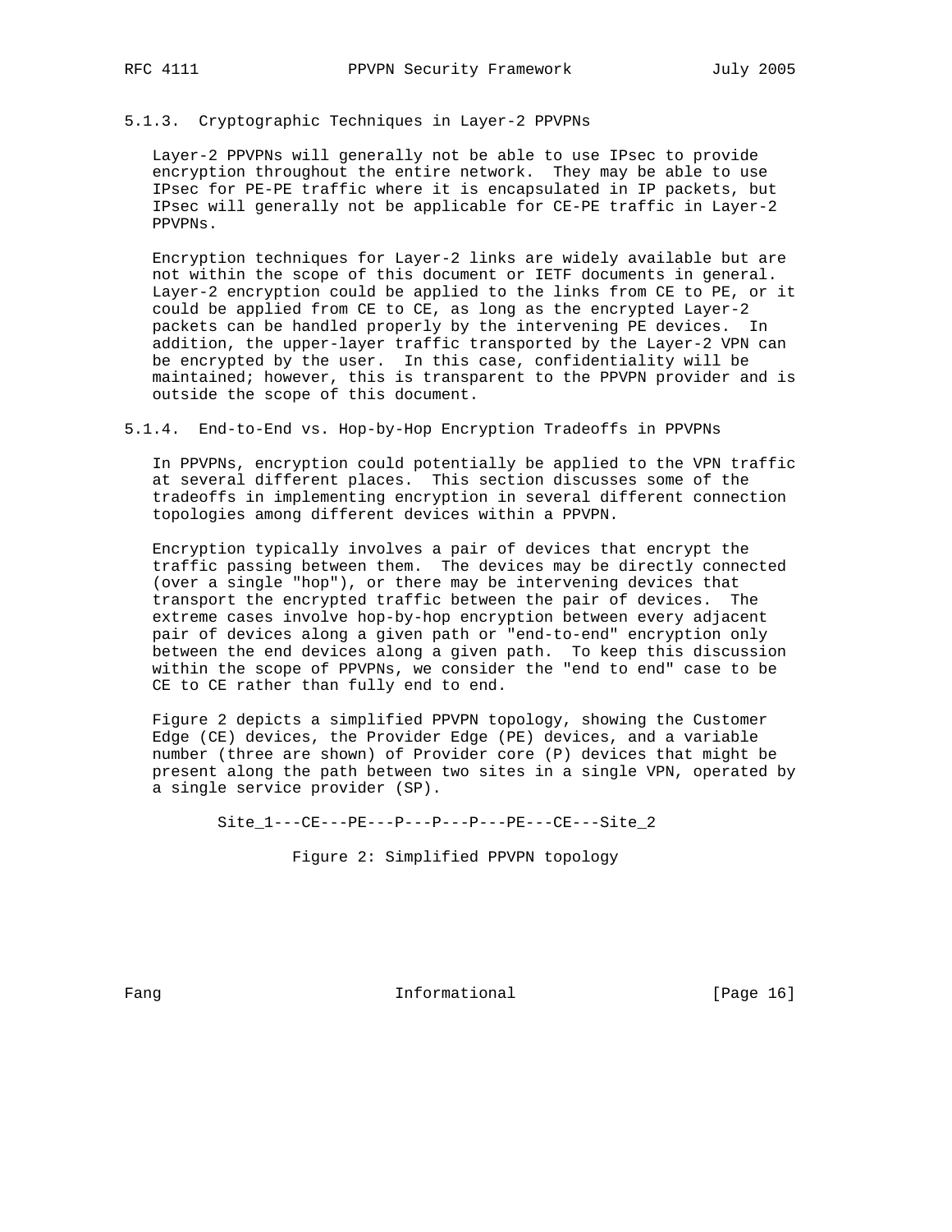### 5.1.3. Cryptographic Techniques in Layer-2 PPVPNs

Layer-2 PPVPNs will generally not be able to use IPsec to provide encryption throughout the entire network. They may be able to use IPsec for PE-PE traffic where it is encapsulated in IP packets, but IPsec will generally not be applicable for CE-PE traffic in Layer-2 PPVPNs.

Encryption techniques for Layer-2 links are widely available but are not within the scope of this document or IETF documents in general. Layer-2 encryption could be applied to the links from CE to PE, or it could be applied from CE to CE, as long as the encrypted Layer-2 packets can be handled properly by the intervening PE devices. In addition, the upper-layer traffic transported by the Layer-2 VPN can be encrypted by the user. In this case, confidentiality will be maintained; however, this is transparent to the PPVPN provider and is outside the scope of this document.

### 5.1.4. End-to-End vs. Hop-by-Hop Encryption Tradeoffs in PPVPNs

In PPVPNs, encryption could potentially be applied to the VPN traffic at several different places. This section discusses some of the tradeoffs in implementing encryption in several different connection topologies among different devices within a PPVPN.

Encryption typically involves a pair of devices that encrypt the traffic passing between them. The devices may be directly connected (over a single "hop"), or there may be intervening devices that transport the encrypted traffic between the pair of devices. The extreme cases involve hop-by-hop encryption between every adjacent pair of devices along a given path or "end-to-end" encryption only between the end devices along a given path. To keep this discussion within the scope of PPVPNs, we consider the "end to end" case to be CE to CE rather than fully end to end.

Figure 2 depicts a simplified PPVPN topology, showing the Customer Edge (CE) devices, the Provider Edge (PE) devices, and a variable number (three are shown) of Provider core (P) devices that might be present along the path between two sites in a single VPN, operated by a single service provider (SP).

```
Site_1---CE---PE---P---P---P---PE---CE---Site_2
```

Figure 2: Simplified PPVPN topology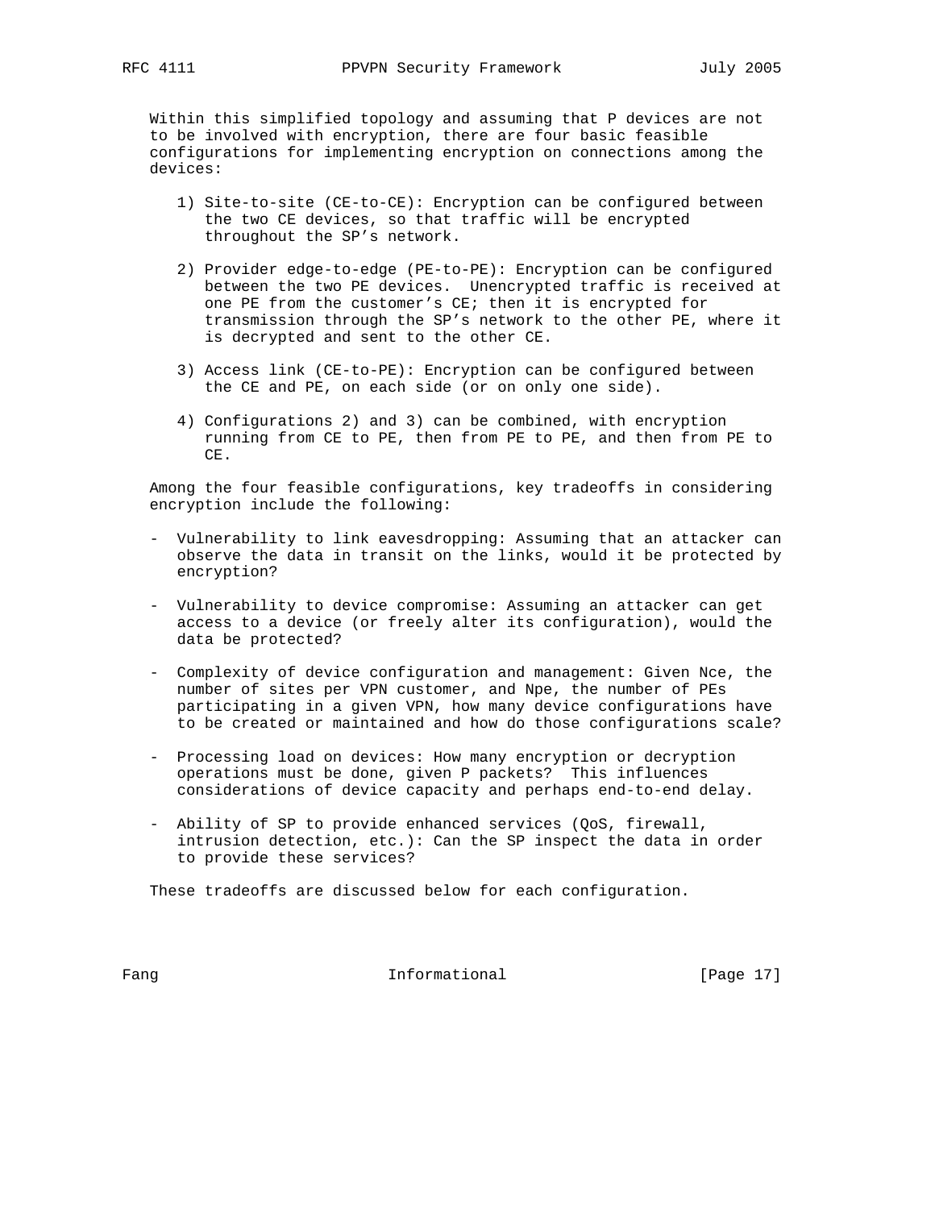Within this simplified topology and assuming that P devices are not to be involved with encryption, there are four basic feasible configurations for implementing encryption on connections among the devices:

1) Site-to-site (CE-to-CE): Encryption can be configured between the two CE devices, so that traffic will be encrypted throughout the SP's network.

2) Provider edge-to-edge (PE-to-PE): Encryption can be configured between the two PE devices. Unencrypted traffic is received at one PE from the customer's CE; then it is encrypted for transmission through the SP's network to the other PE, where it is decrypted and sent to the other CE.

3) Access link (CE-to-PE): Encryption can be configured between the CE and PE, on each side (or on only one side).

4) Configurations 2) and 3) can be combined, with encryption running from CE to PE, then from PE to PE, and then from PE to CE.

Among the four feasible configurations, key tradeoffs in considering encryption include the following:

- Vulnerability to link eavesdropping: Assuming that an attacker can observe the data in transit on the links, would it be protected by encryption?

- Vulnerability to device compromise: Assuming an attacker can get access to a device (or freely alter its configuration), would the data be protected?

- Complexity of device configuration and management: Given Nce, the number of sites per VPN customer, and Npe, the number of PEs participating in a given VPN, how many device configurations have to be created or maintained and how do those configurations scale?

- Processing load on devices: How many encryption or decryption operations must be done, given P packets? This influences considerations of device capacity and perhaps end-to-end delay.

- Ability of SP to provide enhanced services (QoS, firewall, intrusion detection, etc.): Can the SP inspect the data in order to provide these services?

These tradeoffs are discussed below for each configuration.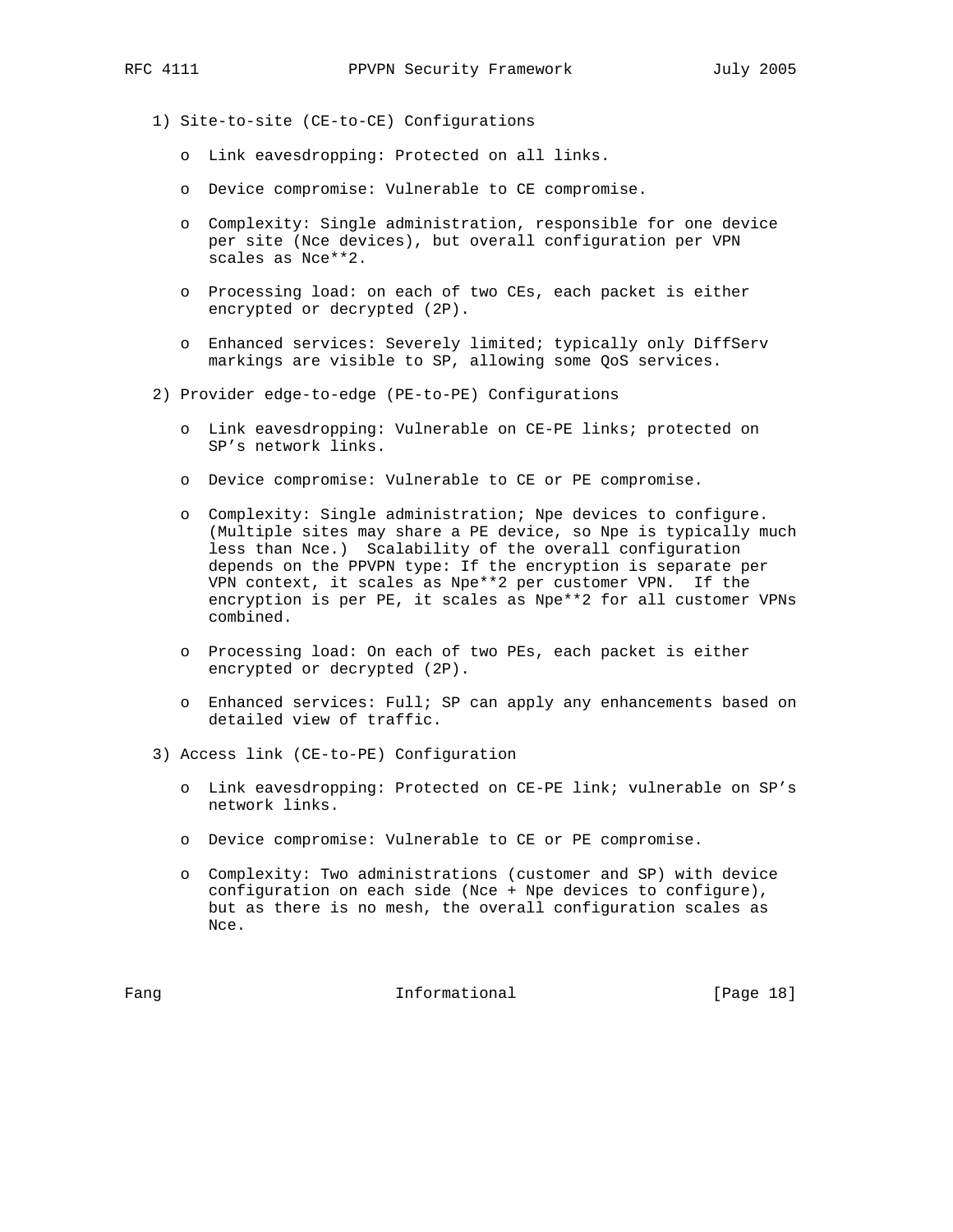1) Site-to-site (CE-to-CE) Configurations

   - Link eavesdropping: Protected on all links.

   - Device compromise: Vulnerable to CE compromise.

   - Complexity: Single administration, responsible for one device per site (Nce devices), but overall configuration per VPN scales as Nce**2.

   - Processing load: on each of two CEs, each packet is either encrypted or decrypted (2P).

   - Enhanced services: Severely limited; typically only DiffServ markings are visible to SP, allowing some QoS services.

2) Provider edge-to-edge (PE-to-PE) Configurations

   - Link eavesdropping: Vulnerable on CE-PE links; protected on SP's network links.

   - Device compromise: Vulnerable to CE or PE compromise.

   - Complexity: Single administration; Npe devices to configure. (Multiple sites may share a PE device, so Npe is typically much less than Nce.) Scalability of the overall configuration depends on the PPVPN type: If the encryption is separate per VPN context, it scales as Npe**2 per customer VPN. If the encryption is per PE, it scales as Npe**2 for all customer VPNs combined.

   - Processing load: On each of two PEs, each packet is either encrypted or decrypted (2P).

   - Enhanced services: Full; SP can apply any enhancements based on detailed view of traffic.

3) Access link (CE-to-PE) Configuration

   - Link eavesdropping: Protected on CE-PE link; vulnerable on SP's network links.

   - Device compromise: Vulnerable to CE or PE compromise.

   - Complexity: Two administrations (customer and SP) with device configuration on each side (Nce + Npe devices to configure), but as there is no mesh, the overall configuration scales as Nce.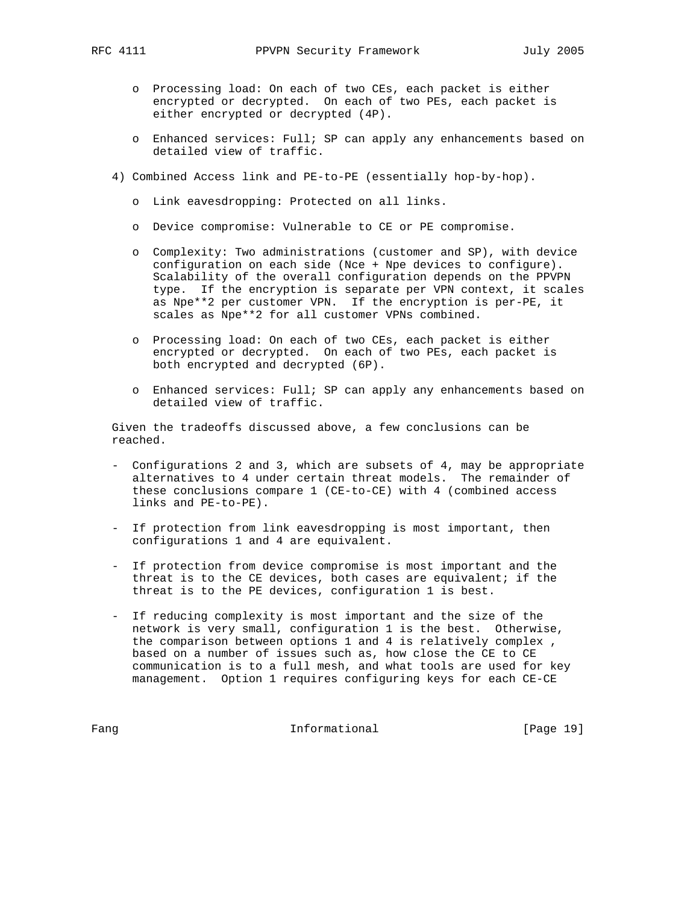- Processing load: On each of two CEs, each packet is either encrypted or decrypted. On each of two PEs, each packet is either encrypted or decrypted (4P).

- Enhanced services: Full; SP can apply any enhancements based on detailed view of traffic.

4) Combined Access link and PE-to-PE (essentially hop-by-hop).

   - Link eavesdropping: Protected on all links.

   - Device compromise: Vulnerable to CE or PE compromise.

   - Complexity: Two administrations (customer and SP), with device configuration on each side (Nce + Npe devices to configure). Scalability of the overall configuration depends on the PPVPN type. If the encryption is separate per VPN context, it scales as Npe**2 per customer VPN. If the encryption is per-PE, it scales as Npe**2 for all customer VPNs combined.

   - Processing load: On each of two CEs, each packet is either encrypted or decrypted. On each of two PEs, each packet is both encrypted and decrypted (6P).

   - Enhanced services: Full; SP can apply any enhancements based on detailed view of traffic.

Given the tradeoffs discussed above, a few conclusions can be reached.

- Configurations 2 and 3, which are subsets of 4, may be appropriate alternatives to 4 under certain threat models. The remainder of these conclusions compare 1 (CE-to-CE) with 4 (combined access links and PE-to-PE).

- If protection from link eavesdropping is most important, then configurations 1 and 4 are equivalent.

- If protection from device compromise is most important and the threat is to the CE devices, both cases are equivalent; if the threat is to the PE devices, configuration 1 is best.

- If reducing complexity is most important and the size of the network is very small, configuration 1 is the best. Otherwise, the comparison between options 1 and 4 is relatively complex , based on a number of issues such as, how close the CE to CE communication is to a full mesh, and what tools are used for key management. Option 1 requires configuring keys for each CE-CE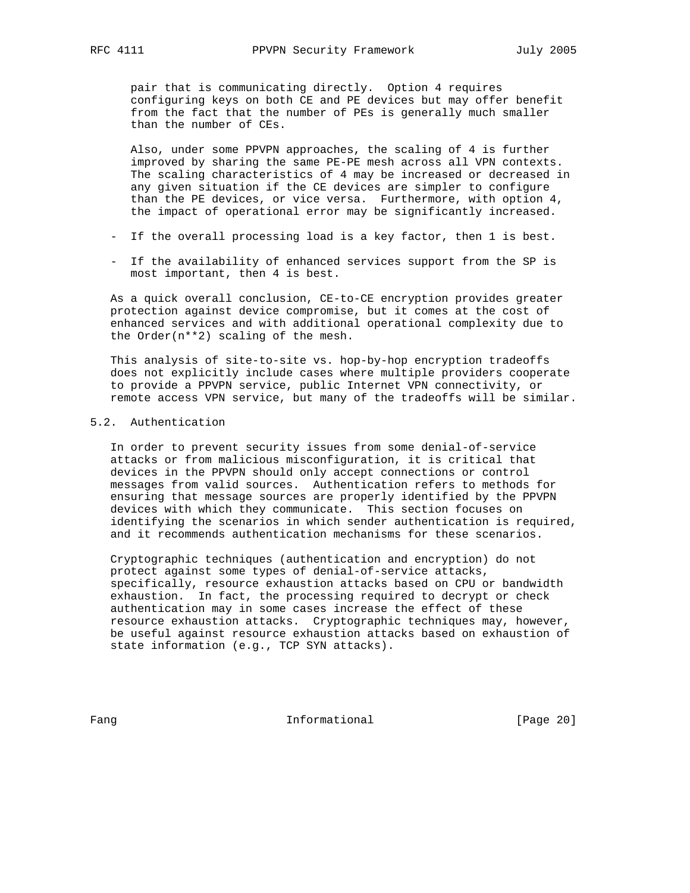pair that is communicating directly. Option 4 requires configuring keys on both CE and PE devices but may offer benefit from the fact that the number of PEs is generally much smaller than the number of CEs.

Also, under some PPVPN approaches, the scaling of 4 is further improved by sharing the same PE-PE mesh across all VPN contexts. The scaling characteristics of 4 may be increased or decreased in any given situation if the CE devices are simpler to configure than the PE devices, or vice versa. Furthermore, with option 4, the impact of operational error may be significantly increased.

- If the overall processing load is a key factor, then 1 is best.

- If the availability of enhanced services support from the SP is most important, then 4 is best.

As a quick overall conclusion, CE-to-CE encryption provides greater protection against device compromise, but it comes at the cost of enhanced services and with additional operational complexity due to the Order(n**2) scaling of the mesh.

This analysis of site-to-site vs. hop-by-hop encryption tradeoffs does not explicitly include cases where multiple providers cooperate to provide a PPVPN service, public Internet VPN connectivity, or remote access VPN service, but many of the tradeoffs will be similar.

### 5.2. Authentication

In order to prevent security issues from some denial-of-service attacks or from malicious misconfiguration, it is critical that devices in the PPVPN should only accept connections or control messages from valid sources. Authentication refers to methods for ensuring that message sources are properly identified by the PPVPN devices with which they communicate. This section focuses on identifying the scenarios in which sender authentication is required, and it recommends authentication mechanisms for these scenarios.

Cryptographic techniques (authentication and encryption) do not protect against some types of denial-of-service attacks, specifically, resource exhaustion attacks based on CPU or bandwidth exhaustion. In fact, the processing required to decrypt or check authentication may in some cases increase the effect of these resource exhaustion attacks. Cryptographic techniques may, however, be useful against resource exhaustion attacks based on exhaustion of state information (e.g., TCP SYN attacks).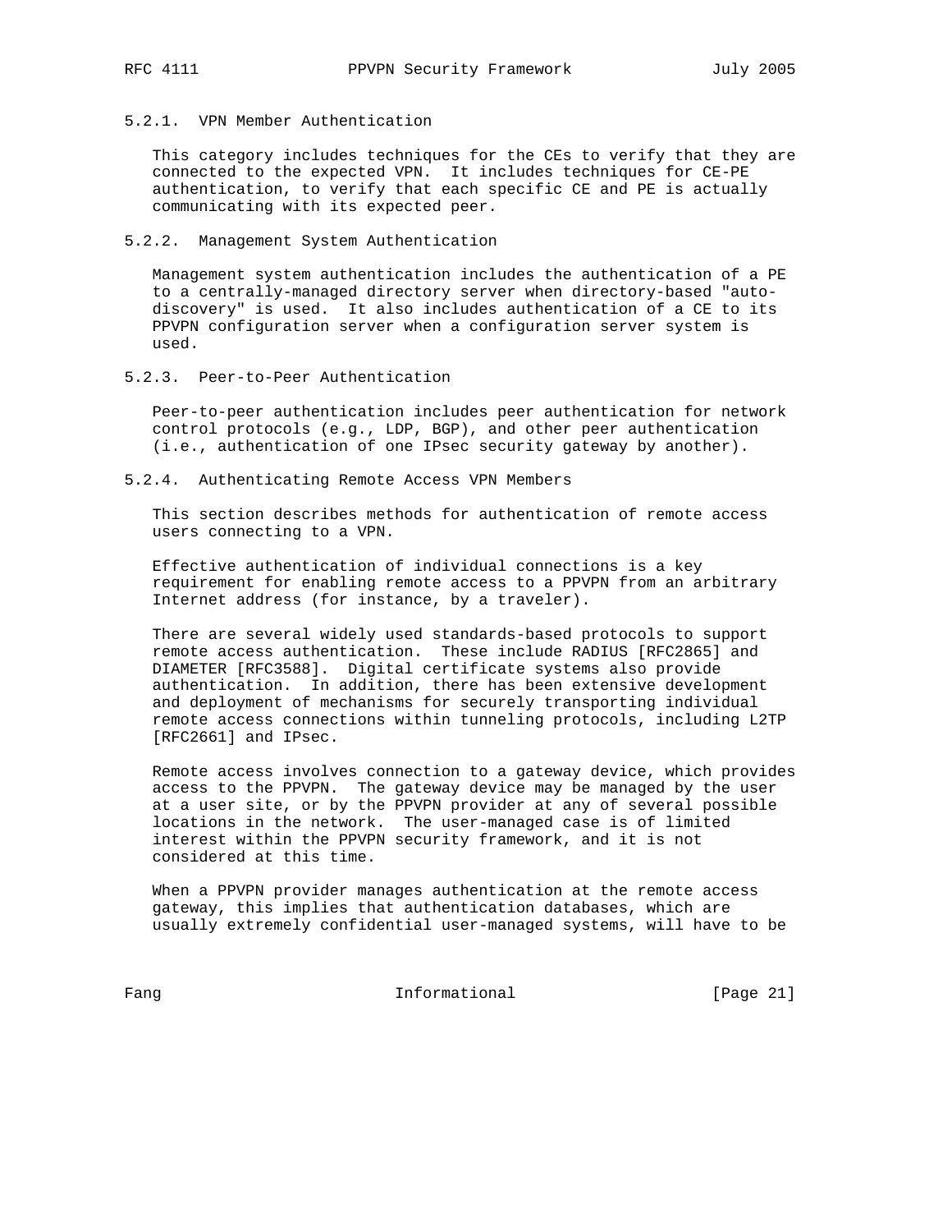#### 5.2.1. VPN Member Authentication

This category includes techniques for the CEs to verify that they are connected to the expected VPN. It includes techniques for CE-PE authentication, to verify that each specific CE and PE is actually communicating with its expected peer.

#### 5.2.2. Management System Authentication

Management system authentication includes the authentication of a PE to a centrally-managed directory server when directory-based "auto-discovery" is used. It also includes authentication of a CE to its PPVPN configuration server when a configuration server system is used.

#### 5.2.3. Peer-to-Peer Authentication

Peer-to-peer authentication includes peer authentication for network control protocols (e.g., LDP, BGP), and other peer authentication (i.e., authentication of one IPsec security gateway by another).

#### 5.2.4. Authenticating Remote Access VPN Members

This section describes methods for authentication of remote access users connecting to a VPN.

Effective authentication of individual connections is a key requirement for enabling remote access to a PPVPN from an arbitrary Internet address (for instance, by a traveler).

There are several widely used standards-based protocols to support remote access authentication. These include RADIUS [RFC2865] and DIAMETER [RFC3588]. Digital certificate systems also provide authentication. In addition, there has been extensive development and deployment of mechanisms for securely transporting individual remote access connections within tunneling protocols, including L2TP [RFC2661] and IPsec.

Remote access involves connection to a gateway device, which provides access to the PPVPN. The gateway device may be managed by the user at a user site, or by the PPVPN provider at any of several possible locations in the network. The user-managed case is of limited interest within the PPVPN security framework, and it is not considered at this time.

When a PPVPN provider manages authentication at the remote access gateway, this implies that authentication databases, which are usually extremely confidential user-managed systems, will have to be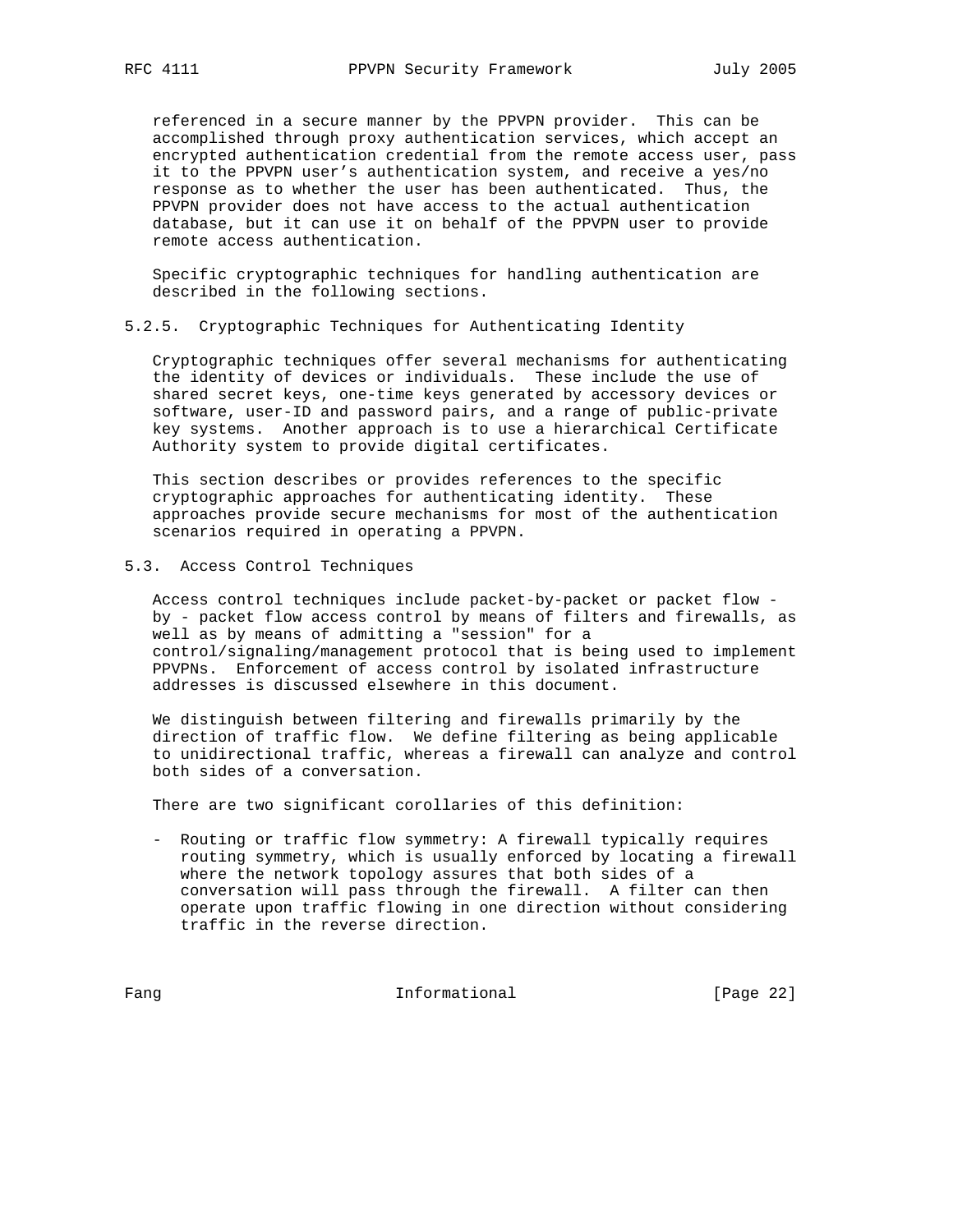referenced in a secure manner by the PPVPN provider. This can be accomplished through proxy authentication services, which accept an encrypted authentication credential from the remote access user, pass it to the PPVPN user's authentication system, and receive a yes/no response as to whether the user has been authenticated. Thus, the PPVPN provider does not have access to the actual authentication database, but it can use it on behalf of the PPVPN user to provide remote access authentication.

Specific cryptographic techniques for handling authentication are described in the following sections.

### 5.2.5. Cryptographic Techniques for Authenticating Identity

Cryptographic techniques offer several mechanisms for authenticating the identity of devices or individuals. These include the use of shared secret keys, one-time keys generated by accessory devices or software, user-ID and password pairs, and a range of public-private key systems. Another approach is to use a hierarchical Certificate Authority system to provide digital certificates.

This section describes or provides references to the specific cryptographic approaches for authenticating identity. These approaches provide secure mechanisms for most of the authentication scenarios required in operating a PPVPN.

## 5.3. Access Control Techniques

Access control techniques include packet-by-packet or packet flow - by - packet flow access control by means of filters and firewalls, as well as by means of admitting a "session" for a control/signaling/management protocol that is being used to implement PPVPNs. Enforcement of access control by isolated infrastructure addresses is discussed elsewhere in this document.

We distinguish between filtering and firewalls primarily by the direction of traffic flow. We define filtering as being applicable to unidirectional traffic, whereas a firewall can analyze and control both sides of a conversation.

There are two significant corollaries of this definition:

- Routing or traffic flow symmetry: A firewall typically requires routing symmetry, which is usually enforced by locating a firewall where the network topology assures that both sides of a conversation will pass through the firewall. A filter can then operate upon traffic flowing in one direction without considering traffic in the reverse direction.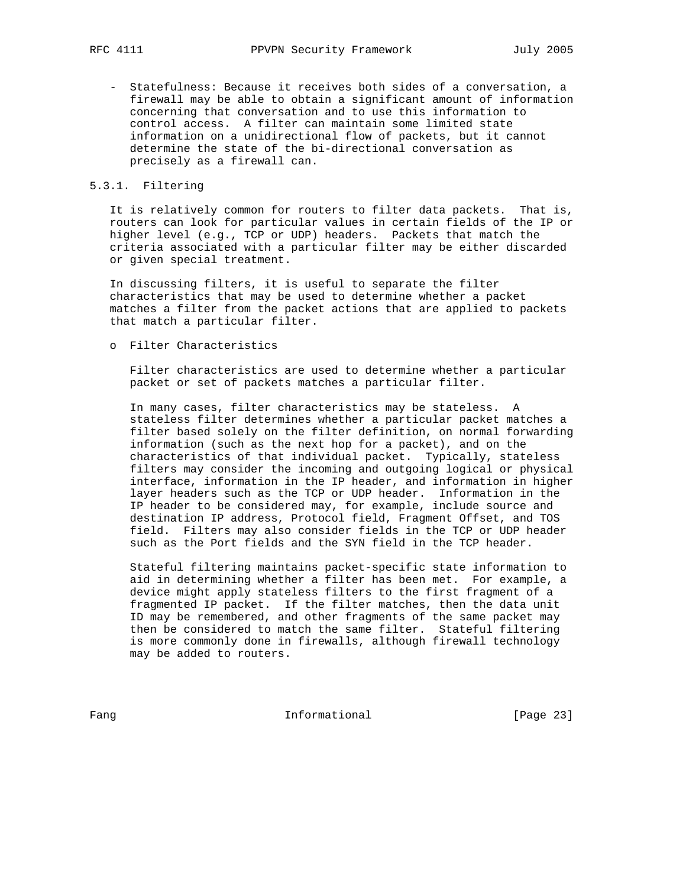- Statefulness: Because it receives both sides of a conversation, a firewall may be able to obtain a significant amount of information concerning that conversation and to use this information to control access. A filter can maintain some limited state information on a unidirectional flow of packets, but it cannot determine the state of the bi-directional conversation as precisely as a firewall can.

### 5.3.1. Filtering

It is relatively common for routers to filter data packets. That is, routers can look for particular values in certain fields of the IP or higher level (e.g., TCP or UDP) headers. Packets that match the criteria associated with a particular filter may be either discarded or given special treatment.

In discussing filters, it is useful to separate the filter characteristics that may be used to determine whether a packet matches a filter from the packet actions that are applied to packets that match a particular filter.

- Filter Characteristics

  Filter characteristics are used to determine whether a particular packet or set of packets matches a particular filter.

  In many cases, filter characteristics may be stateless. A stateless filter determines whether a particular packet matches a filter based solely on the filter definition, on normal forwarding information (such as the next hop for a packet), and on the characteristics of that individual packet. Typically, stateless filters may consider the incoming and outgoing logical or physical interface, information in the IP header, and information in higher layer headers such as the TCP or UDP header. Information in the IP header to be considered may, for example, include source and destination IP address, Protocol field, Fragment Offset, and TOS field. Filters may also consider fields in the TCP or UDP header such as the Port fields and the SYN field in the TCP header.

  Stateful filtering maintains packet-specific state information to aid in determining whether a filter has been met. For example, a device might apply stateless filters to the first fragment of a fragmented IP packet. If the filter matches, then the data unit ID may be remembered, and other fragments of the same packet may then be considered to match the same filter. Stateful filtering is more commonly done in firewalls, although firewall technology may be added to routers.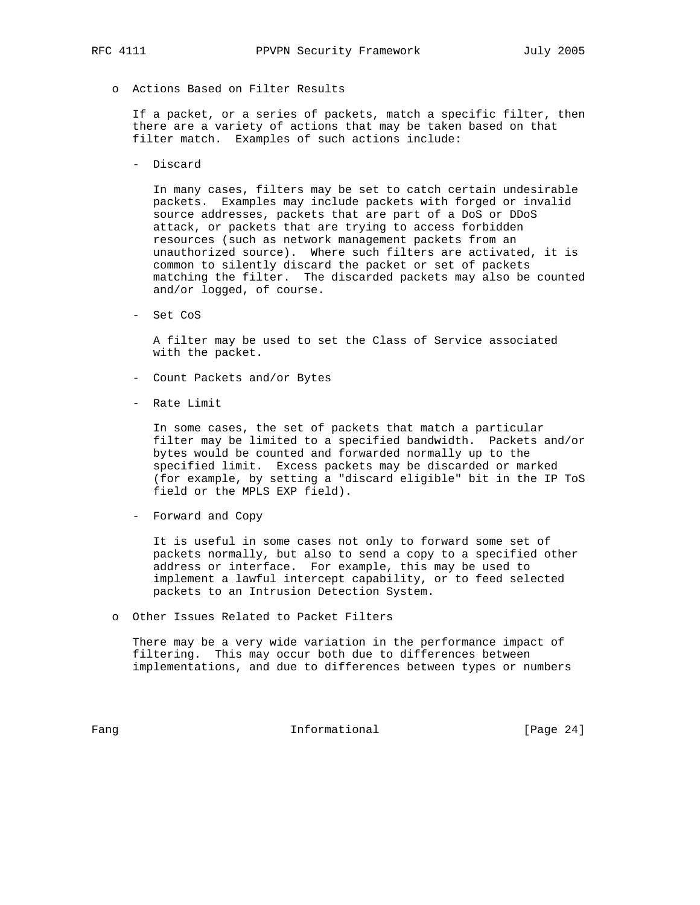- Actions Based on Filter Results

  If a packet, or a series of packets, match a specific filter, then there are a variety of actions that may be taken based on that filter match. Examples of such actions include:

  - Discard

    In many cases, filters may be set to catch certain undesirable packets. Examples may include packets with forged or invalid source addresses, packets that are part of a DoS or DDoS attack, or packets that are trying to access forbidden resources (such as network management packets from an unauthorized source). Where such filters are activated, it is common to silently discard the packet or set of packets matching the filter. The discarded packets may also be counted and/or logged, of course.

  - Set CoS

    A filter may be used to set the Class of Service associated with the packet.

  - Count Packets and/or Bytes

  - Rate Limit

    In some cases, the set of packets that match a particular filter may be limited to a specified bandwidth. Packets and/or bytes would be counted and forwarded normally up to the specified limit. Excess packets may be discarded or marked (for example, by setting a "discard eligible" bit in the IP ToS field or the MPLS EXP field).

  - Forward and Copy

    It is useful in some cases not only to forward some set of packets normally, but also to send a copy to a specified other address or interface. For example, this may be used to implement a lawful intercept capability, or to feed selected packets to an Intrusion Detection System.

- Other Issues Related to Packet Filters

  There may be a very wide variation in the performance impact of filtering. This may occur both due to differences between implementations, and due to differences between types or numbers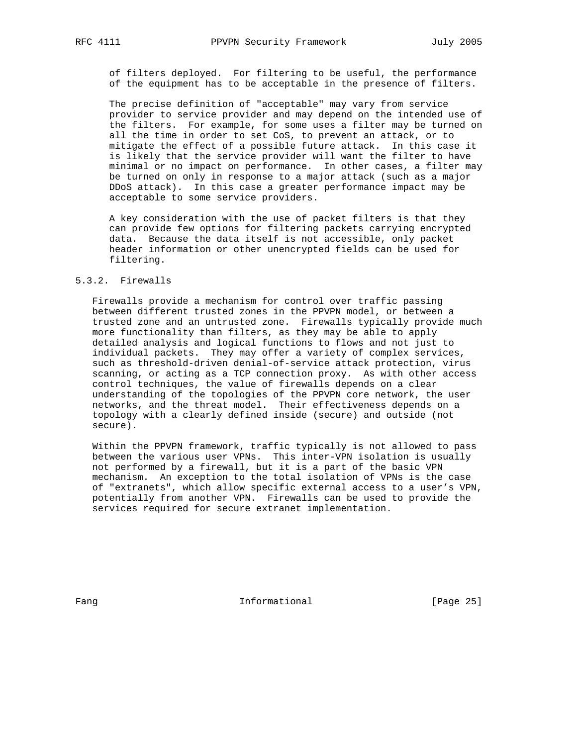of filters deployed. For filtering to be useful, the performance of the equipment has to be acceptable in the presence of filters.

The precise definition of "acceptable" may vary from service provider to service provider and may depend on the intended use of the filters. For example, for some uses a filter may be turned on all the time in order to set CoS, to prevent an attack, or to mitigate the effect of a possible future attack. In this case it is likely that the service provider will want the filter to have minimal or no impact on performance. In other cases, a filter may be turned on only in response to a major attack (such as a major DDoS attack). In this case a greater performance impact may be acceptable to some service providers.

A key consideration with the use of packet filters is that they can provide few options for filtering packets carrying encrypted data. Because the data itself is not accessible, only packet header information or other unencrypted fields can be used for filtering.

#### 5.3.2. Firewalls

Firewalls provide a mechanism for control over traffic passing between different trusted zones in the PPVPN model, or between a trusted zone and an untrusted zone. Firewalls typically provide much more functionality than filters, as they may be able to apply detailed analysis and logical functions to flows and not just to individual packets. They may offer a variety of complex services, such as threshold-driven denial-of-service attack protection, virus scanning, or acting as a TCP connection proxy. As with other access control techniques, the value of firewalls depends on a clear understanding of the topologies of the PPVPN core network, the user networks, and the threat model. Their effectiveness depends on a topology with a clearly defined inside (secure) and outside (not secure).

Within the PPVPN framework, traffic typically is not allowed to pass between the various user VPNs. This inter-VPN isolation is usually not performed by a firewall, but it is a part of the basic VPN mechanism. An exception to the total isolation of VPNs is the case of "extranets", which allow specific external access to a user's VPN, potentially from another VPN. Firewalls can be used to provide the services required for secure extranet implementation.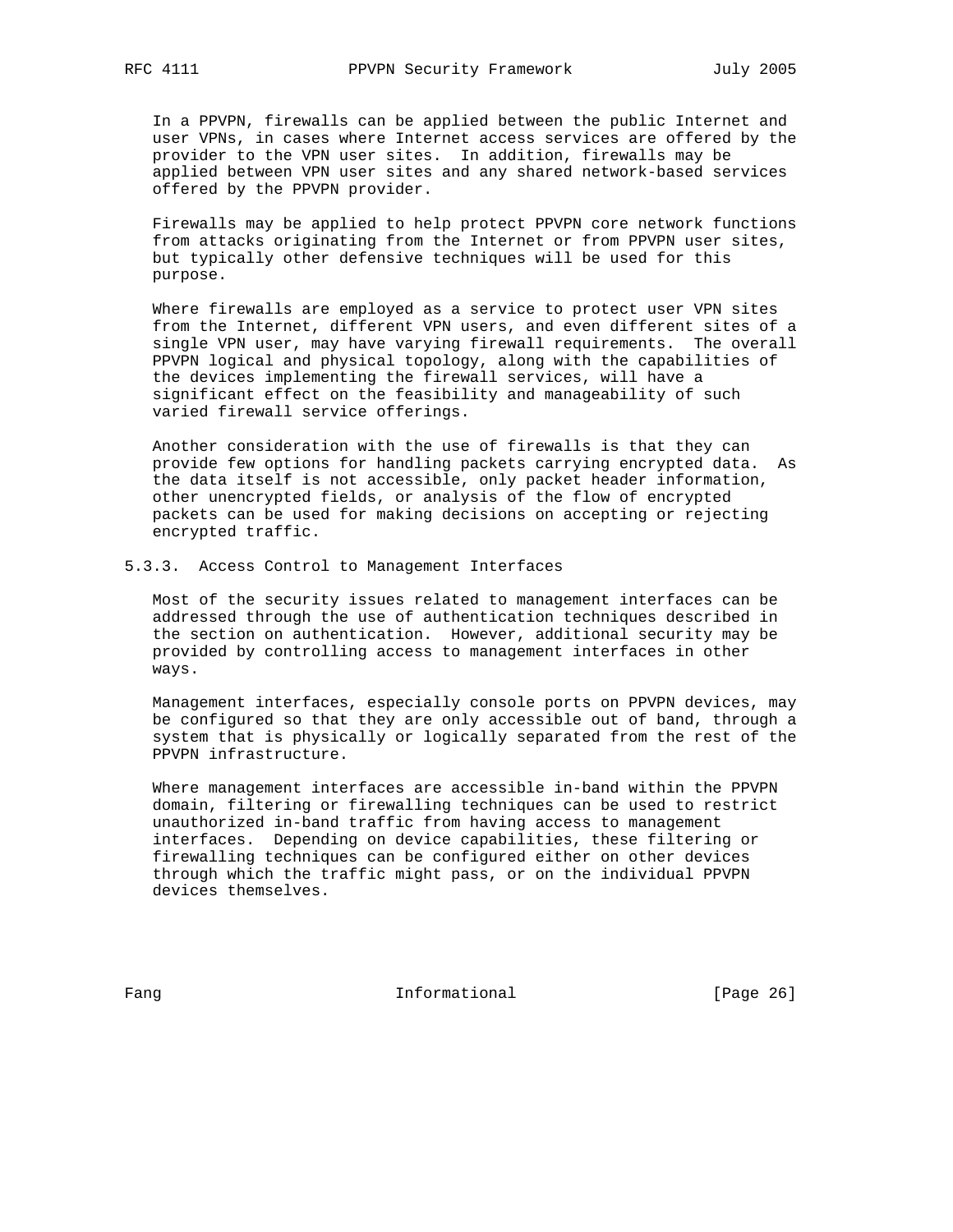In a PPVPN, firewalls can be applied between the public Internet and user VPNs, in cases where Internet access services are offered by the provider to the VPN user sites. In addition, firewalls may be applied between VPN user sites and any shared network-based services offered by the PPVPN provider.

Firewalls may be applied to help protect PPVPN core network functions from attacks originating from the Internet or from PPVPN user sites, but typically other defensive techniques will be used for this purpose.

Where firewalls are employed as a service to protect user VPN sites from the Internet, different VPN users, and even different sites of a single VPN user, may have varying firewall requirements. The overall PPVPN logical and physical topology, along with the capabilities of the devices implementing the firewall services, will have a significant effect on the feasibility and manageability of such varied firewall service offerings.

Another consideration with the use of firewalls is that they can provide few options for handling packets carrying encrypted data. As the data itself is not accessible, only packet header information, other unencrypted fields, or analysis of the flow of encrypted packets can be used for making decisions on accepting or rejecting encrypted traffic.

#### 5.3.3. Access Control to Management Interfaces

Most of the security issues related to management interfaces can be addressed through the use of authentication techniques described in the section on authentication. However, additional security may be provided by controlling access to management interfaces in other ways.

Management interfaces, especially console ports on PPVPN devices, may be configured so that they are only accessible out of band, through a system that is physically or logically separated from the rest of the PPVPN infrastructure.

Where management interfaces are accessible in-band within the PPVPN domain, filtering or firewalling techniques can be used to restrict unauthorized in-band traffic from having access to management interfaces. Depending on device capabilities, these filtering or firewalling techniques can be configured either on other devices through which the traffic might pass, or on the individual PPVPN devices themselves.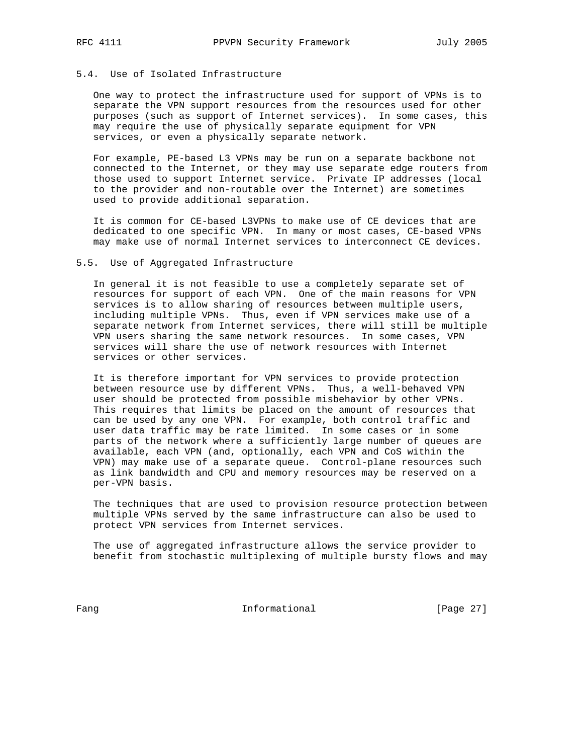### 5.4. Use of Isolated Infrastructure

One way to protect the infrastructure used for support of VPNs is to separate the VPN support resources from the resources used for other purposes (such as support of Internet services). In some cases, this may require the use of physically separate equipment for VPN services, or even a physically separate network.

For example, PE-based L3 VPNs may be run on a separate backbone not connected to the Internet, or they may use separate edge routers from those used to support Internet service. Private IP addresses (local to the provider and non-routable over the Internet) are sometimes used to provide additional separation.

It is common for CE-based L3VPNs to make use of CE devices that are dedicated to one specific VPN. In many or most cases, CE-based VPNs may make use of normal Internet services to interconnect CE devices.

### 5.5. Use of Aggregated Infrastructure

In general it is not feasible to use a completely separate set of resources for support of each VPN. One of the main reasons for VPN services is to allow sharing of resources between multiple users, including multiple VPNs. Thus, even if VPN services make use of a separate network from Internet services, there will still be multiple VPN users sharing the same network resources. In some cases, VPN services will share the use of network resources with Internet services or other services.

It is therefore important for VPN services to provide protection between resource use by different VPNs. Thus, a well-behaved VPN user should be protected from possible misbehavior by other VPNs. This requires that limits be placed on the amount of resources that can be used by any one VPN. For example, both control traffic and user data traffic may be rate limited. In some cases or in some parts of the network where a sufficiently large number of queues are available, each VPN (and, optionally, each VPN and CoS within the VPN) may make use of a separate queue. Control-plane resources such as link bandwidth and CPU and memory resources may be reserved on a per-VPN basis.

The techniques that are used to provision resource protection between multiple VPNs served by the same infrastructure can also be used to protect VPN services from Internet services.

The use of aggregated infrastructure allows the service provider to benefit from stochastic multiplexing of multiple bursty flows and may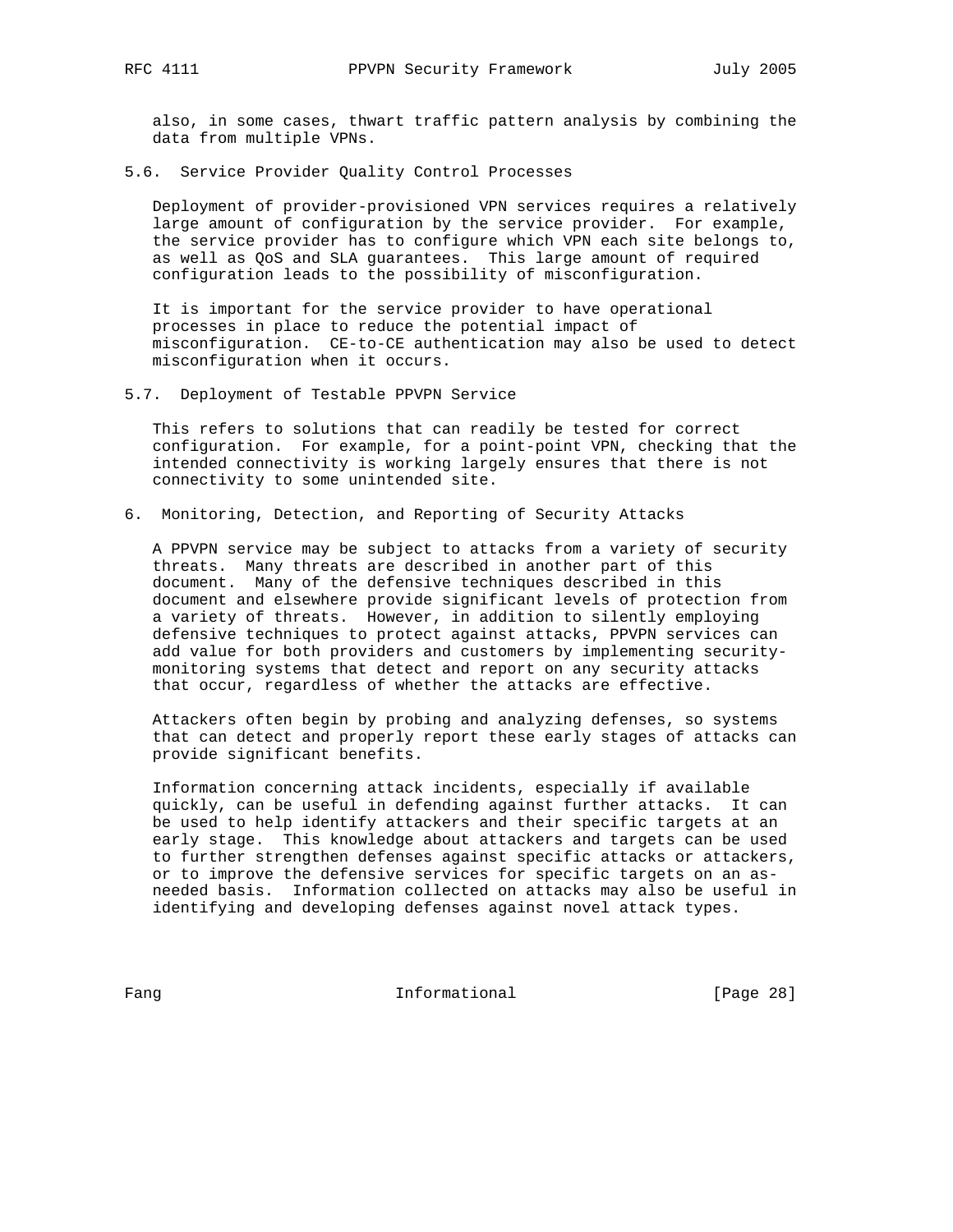also, in some cases, thwart traffic pattern analysis by combining the data from multiple VPNs.

### 5.6. Service Provider Quality Control Processes

Deployment of provider-provisioned VPN services requires a relatively large amount of configuration by the service provider. For example, the service provider has to configure which VPN each site belongs to, as well as QoS and SLA guarantees. This large amount of required configuration leads to the possibility of misconfiguration.

It is important for the service provider to have operational processes in place to reduce the potential impact of misconfiguration. CE-to-CE authentication may also be used to detect misconfiguration when it occurs.

### 5.7. Deployment of Testable PPVPN Service

This refers to solutions that can readily be tested for correct configuration. For example, for a point-point VPN, checking that the intended connectivity is working largely ensures that there is not connectivity to some unintended site.

## 6. Monitoring, Detection, and Reporting of Security Attacks

A PPVPN service may be subject to attacks from a variety of security threats. Many threats are described in another part of this document. Many of the defensive techniques described in this document and elsewhere provide significant levels of protection from a variety of threats. However, in addition to silently employing defensive techniques to protect against attacks, PPVPN services can add value for both providers and customers by implementing security-monitoring systems that detect and report on any security attacks that occur, regardless of whether the attacks are effective.

Attackers often begin by probing and analyzing defenses, so systems that can detect and properly report these early stages of attacks can provide significant benefits.

Information concerning attack incidents, especially if available quickly, can be useful in defending against further attacks. It can be used to help identify attackers and their specific targets at an early stage. This knowledge about attackers and targets can be used to further strengthen defenses against specific attacks or attackers, or to improve the defensive services for specific targets on an as-needed basis. Information collected on attacks may also be useful in identifying and developing defenses against novel attack types.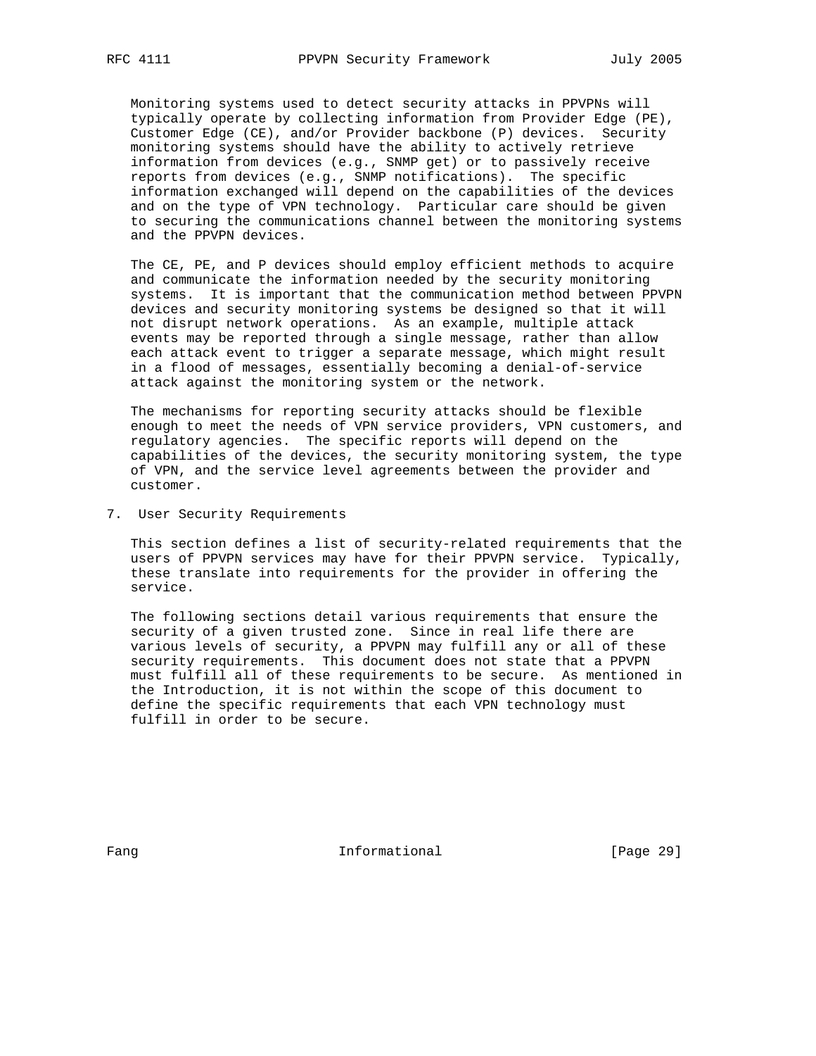Monitoring systems used to detect security attacks in PPVPNs will typically operate by collecting information from Provider Edge (PE), Customer Edge (CE), and/or Provider backbone (P) devices. Security monitoring systems should have the ability to actively retrieve information from devices (e.g., SNMP get) or to passively receive reports from devices (e.g., SNMP notifications). The specific information exchanged will depend on the capabilities of the devices and on the type of VPN technology. Particular care should be given to securing the communications channel between the monitoring systems and the PPVPN devices.

The CE, PE, and P devices should employ efficient methods to acquire and communicate the information needed by the security monitoring systems. It is important that the communication method between PPVPN devices and security monitoring systems be designed so that it will not disrupt network operations. As an example, multiple attack events may be reported through a single message, rather than allow each attack event to trigger a separate message, which might result in a flood of messages, essentially becoming a denial-of-service attack against the monitoring system or the network.

The mechanisms for reporting security attacks should be flexible enough to meet the needs of VPN service providers, VPN customers, and regulatory agencies. The specific reports will depend on the capabilities of the devices, the security monitoring system, the type of VPN, and the service level agreements between the provider and customer.

## 7. User Security Requirements

This section defines a list of security-related requirements that the users of PPVPN services may have for their PPVPN service. Typically, these translate into requirements for the provider in offering the service.

The following sections detail various requirements that ensure the security of a given trusted zone. Since in real life there are various levels of security, a PPVPN may fulfill any or all of these security requirements. This document does not state that a PPVPN must fulfill all of these requirements to be secure. As mentioned in the Introduction, it is not within the scope of this document to define the specific requirements that each VPN technology must fulfill in order to be secure.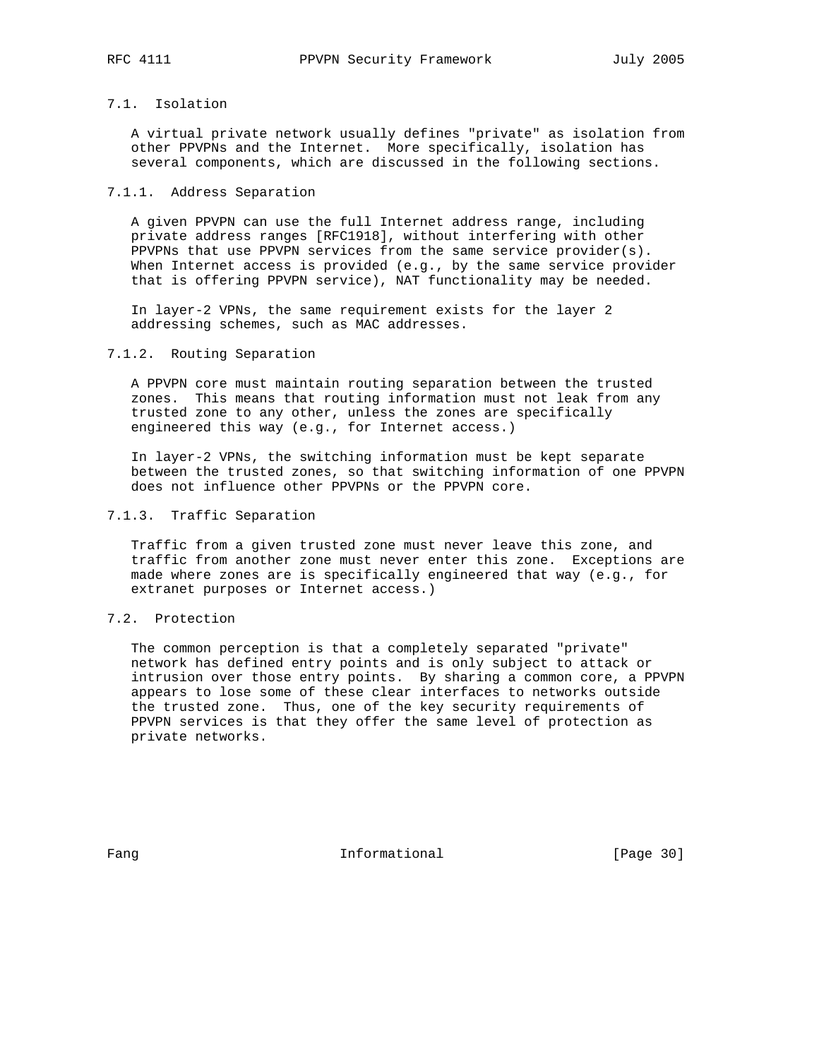### 7.1. Isolation

A virtual private network usually defines "private" as isolation from other PPVPNs and the Internet. More specifically, isolation has several components, which are discussed in the following sections.

#### 7.1.1. Address Separation

A given PPVPN can use the full Internet address range, including private address ranges [RFC1918], without interfering with other PPVPNs that use PPVPN services from the same service provider(s). When Internet access is provided (e.g., by the same service provider that is offering PPVPN service), NAT functionality may be needed.

In layer-2 VPNs, the same requirement exists for the layer 2 addressing schemes, such as MAC addresses.

#### 7.1.2. Routing Separation

A PPVPN core must maintain routing separation between the trusted zones. This means that routing information must not leak from any trusted zone to any other, unless the zones are specifically engineered this way (e.g., for Internet access.)

In layer-2 VPNs, the switching information must be kept separate between the trusted zones, so that switching information of one PPVPN does not influence other PPVPNs or the PPVPN core.

#### 7.1.3. Traffic Separation

Traffic from a given trusted zone must never leave this zone, and traffic from another zone must never enter this zone. Exceptions are made where zones are is specifically engineered that way (e.g., for extranet purposes or Internet access.)

### 7.2. Protection

The common perception is that a completely separated "private" network has defined entry points and is only subject to attack or intrusion over those entry points. By sharing a common core, a PPVPN appears to lose some of these clear interfaces to networks outside the trusted zone. Thus, one of the key security requirements of PPVPN services is that they offer the same level of protection as private networks.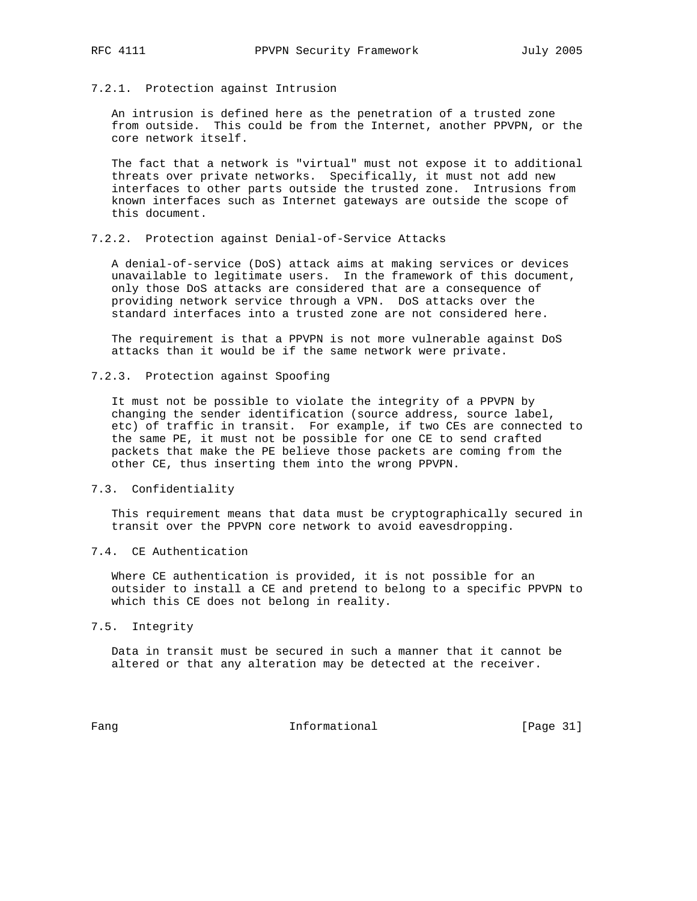#### 7.2.1. Protection against Intrusion

An intrusion is defined here as the penetration of a trusted zone from outside. This could be from the Internet, another PPVPN, or the core network itself.

The fact that a network is "virtual" must not expose it to additional threats over private networks. Specifically, it must not add new interfaces to other parts outside the trusted zone. Intrusions from known interfaces such as Internet gateways are outside the scope of this document.

#### 7.2.2. Protection against Denial-of-Service Attacks

A denial-of-service (DoS) attack aims at making services or devices unavailable to legitimate users. In the framework of this document, only those DoS attacks are considered that are a consequence of providing network service through a VPN. DoS attacks over the standard interfaces into a trusted zone are not considered here.

The requirement is that a PPVPN is not more vulnerable against DoS attacks than it would be if the same network were private.

#### 7.2.3. Protection against Spoofing

It must not be possible to violate the integrity of a PPVPN by changing the sender identification (source address, source label, etc) of traffic in transit. For example, if two CEs are connected to the same PE, it must not be possible for one CE to send crafted packets that make the PE believe those packets are coming from the other CE, thus inserting them into the wrong PPVPN.

### 7.3. Confidentiality

This requirement means that data must be cryptographically secured in transit over the PPVPN core network to avoid eavesdropping.

### 7.4. CE Authentication

Where CE authentication is provided, it is not possible for an outsider to install a CE and pretend to belong to a specific PPVPN to which this CE does not belong in reality.

### 7.5. Integrity

Data in transit must be secured in such a manner that it cannot be altered or that any alteration may be detected at the receiver.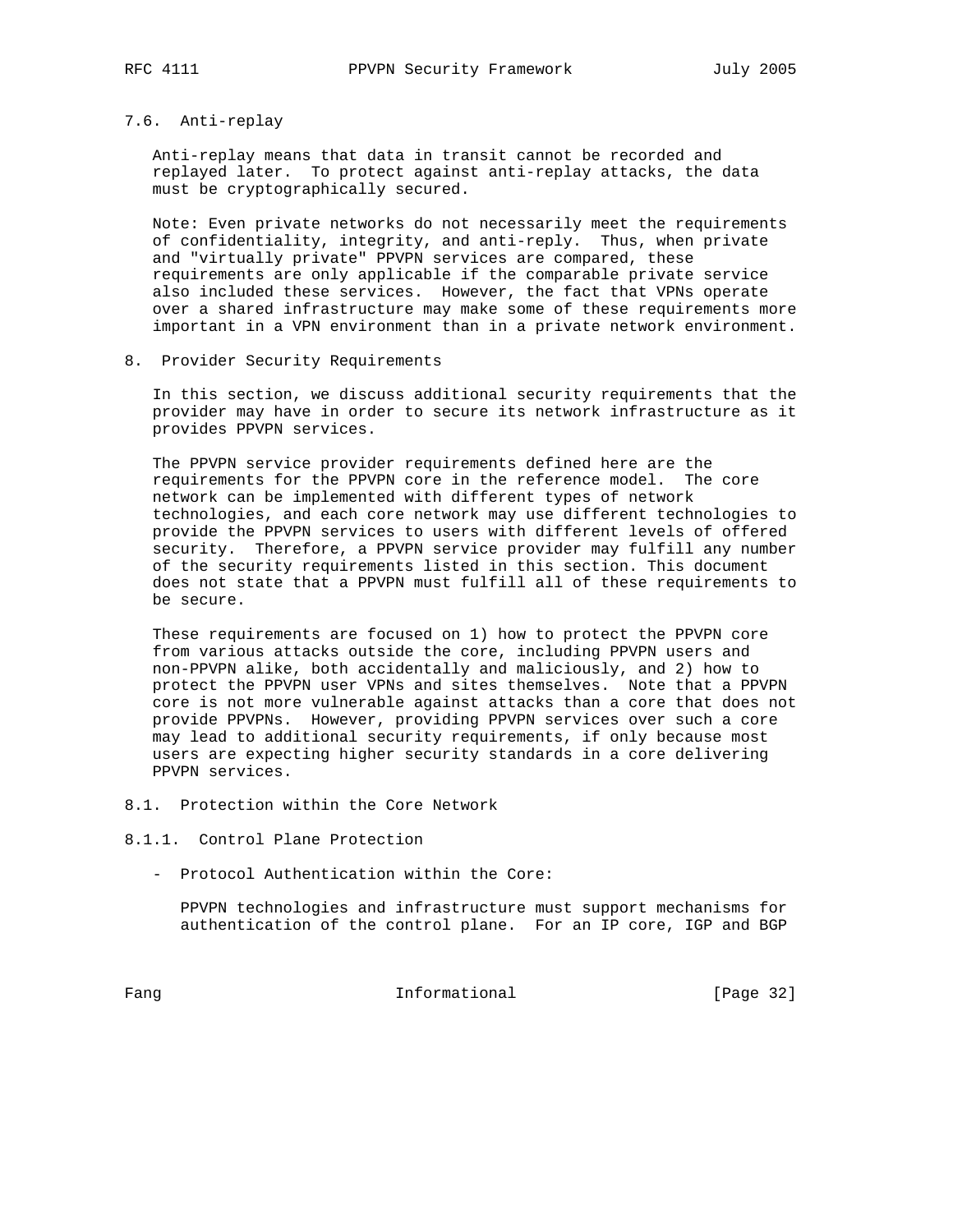### 7.6. Anti-replay

Anti-replay means that data in transit cannot be recorded and replayed later. To protect against anti-replay attacks, the data must be cryptographically secured.

Note: Even private networks do not necessarily meet the requirements of confidentiality, integrity, and anti-reply. Thus, when private and "virtually private" PPVPN services are compared, these requirements are only applicable if the comparable private service also included these services. However, the fact that VPNs operate over a shared infrastructure may make some of these requirements more important in a VPN environment than in a private network environment.

## 8. Provider Security Requirements

In this section, we discuss additional security requirements that the provider may have in order to secure its network infrastructure as it provides PPVPN services.

The PPVPN service provider requirements defined here are the requirements for the PPVPN core in the reference model. The core network can be implemented with different types of network technologies, and each core network may use different technologies to provide the PPVPN services to users with different levels of offered security. Therefore, a PPVPN service provider may fulfill any number of the security requirements listed in this section. This document does not state that a PPVPN must fulfill all of these requirements to be secure.

These requirements are focused on 1) how to protect the PPVPN core from various attacks outside the core, including PPVPN users and non-PPVPN alike, both accidentally and maliciously, and 2) how to protect the PPVPN user VPNs and sites themselves. Note that a PPVPN core is not more vulnerable against attacks than a core that does not provide PPVPNs. However, providing PPVPN services over such a core may lead to additional security requirements, if only because most users are expecting higher security standards in a core delivering PPVPN services.

### 8.1. Protection within the Core Network

#### 8.1.1. Control Plane Protection

- Protocol Authentication within the Core:

  PPVPN technologies and infrastructure must support mechanisms for authentication of the control plane. For an IP core, IGP and BGP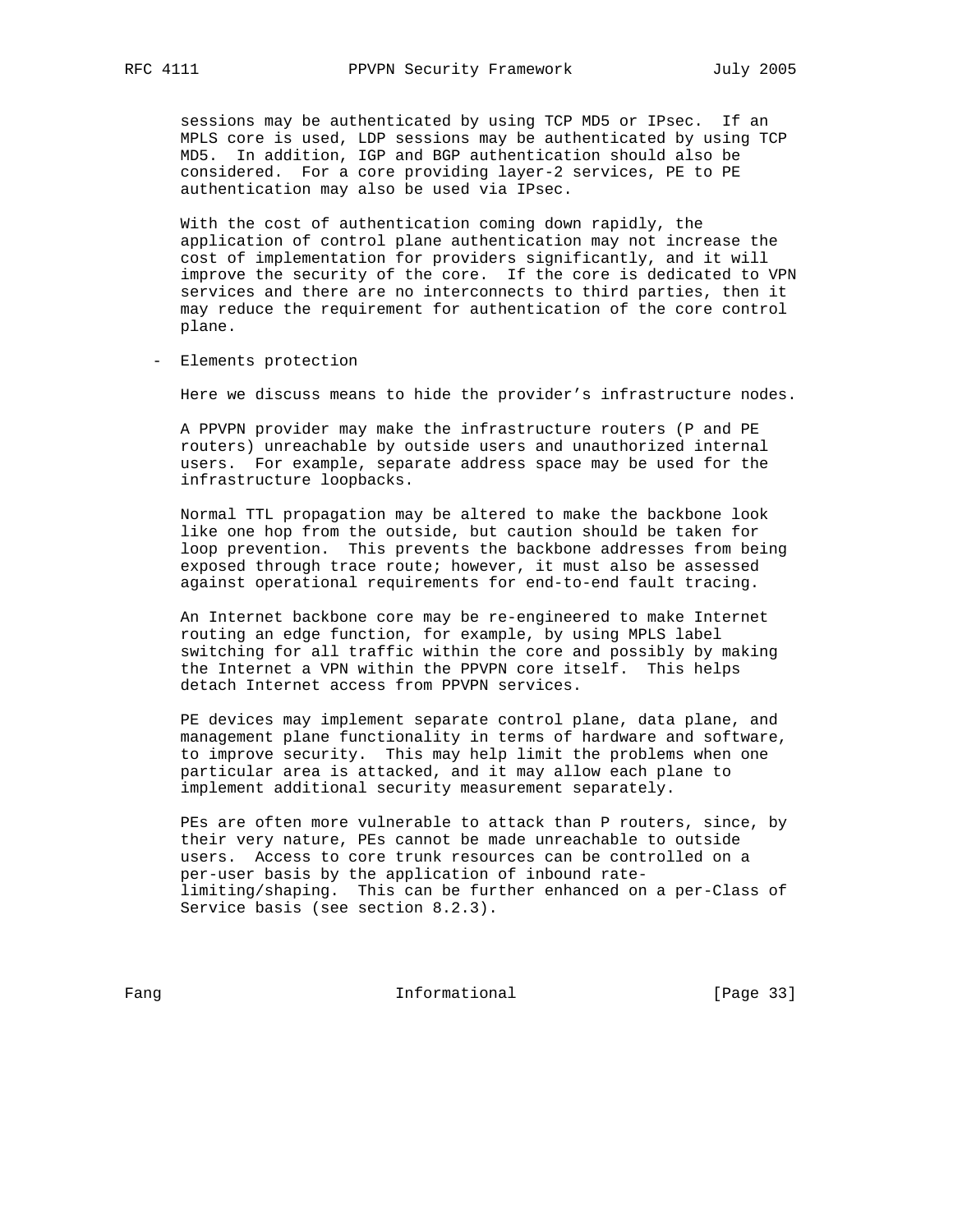sessions may be authenticated by using TCP MD5 or IPsec. If an MPLS core is used, LDP sessions may be authenticated by using TCP MD5. In addition, IGP and BGP authentication should also be considered. For a core providing layer-2 services, PE to PE authentication may also be used via IPsec.

With the cost of authentication coming down rapidly, the application of control plane authentication may not increase the cost of implementation for providers significantly, and it will improve the security of the core. If the core is dedicated to VPN services and there are no interconnects to third parties, then it may reduce the requirement for authentication of the core control plane.

- Elements protection

  Here we discuss means to hide the provider's infrastructure nodes.

  A PPVPN provider may make the infrastructure routers (P and PE routers) unreachable by outside users and unauthorized internal users. For example, separate address space may be used for the infrastructure loopbacks.

  Normal TTL propagation may be altered to make the backbone look like one hop from the outside, but caution should be taken for loop prevention. This prevents the backbone addresses from being exposed through trace route; however, it must also be assessed against operational requirements for end-to-end fault tracing.

  An Internet backbone core may be re-engineered to make Internet routing an edge function, for example, by using MPLS label switching for all traffic within the core and possibly by making the Internet a VPN within the PPVPN core itself. This helps detach Internet access from PPVPN services.

  PE devices may implement separate control plane, data plane, and management plane functionality in terms of hardware and software, to improve security. This may help limit the problems when one particular area is attacked, and it may allow each plane to implement additional security measurement separately.

  PEs are often more vulnerable to attack than P routers, since, by their very nature, PEs cannot be made unreachable to outside users. Access to core trunk resources can be controlled on a per-user basis by the application of inbound rate-limiting/shaping. This can be further enhanced on a per-Class of Service basis (see section 8.2.3).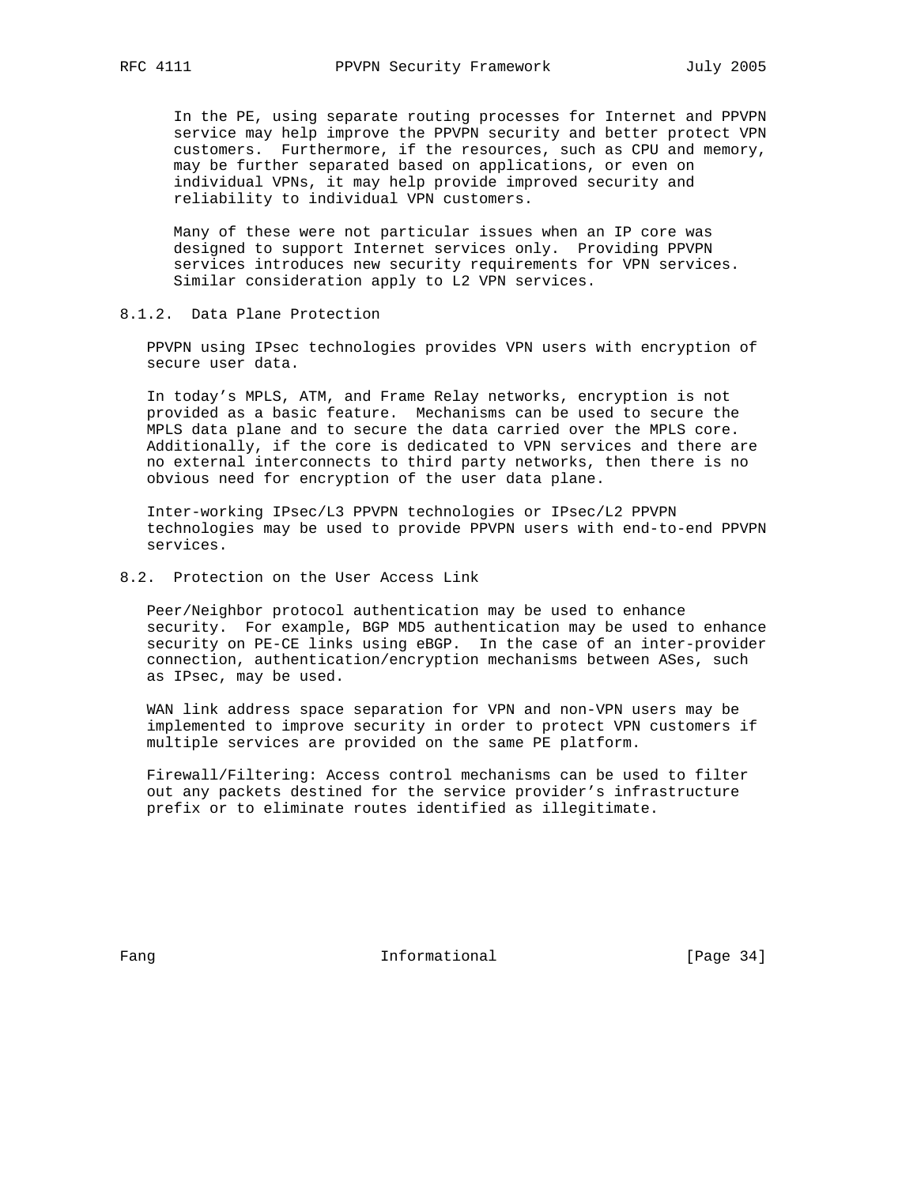In the PE, using separate routing processes for Internet and PPVPN service may help improve the PPVPN security and better protect VPN customers. Furthermore, if the resources, such as CPU and memory, may be further separated based on applications, or even on individual VPNs, it may help provide improved security and reliability to individual VPN customers.

Many of these were not particular issues when an IP core was designed to support Internet services only. Providing PPVPN services introduces new security requirements for VPN services. Similar consideration apply to L2 VPN services.

### 8.1.2. Data Plane Protection

PPVPN using IPsec technologies provides VPN users with encryption of secure user data.

In today's MPLS, ATM, and Frame Relay networks, encryption is not provided as a basic feature. Mechanisms can be used to secure the MPLS data plane and to secure the data carried over the MPLS core. Additionally, if the core is dedicated to VPN services and there are no external interconnects to third party networks, then there is no obvious need for encryption of the user data plane.

Inter-working IPsec/L3 PPVPN technologies or IPsec/L2 PPVPN technologies may be used to provide PPVPN users with end-to-end PPVPN services.

## 8.2. Protection on the User Access Link

Peer/Neighbor protocol authentication may be used to enhance security. For example, BGP MD5 authentication may be used to enhance security on PE-CE links using eBGP. In the case of an inter-provider connection, authentication/encryption mechanisms between ASes, such as IPsec, may be used.

WAN link address space separation for VPN and non-VPN users may be implemented to improve security in order to protect VPN customers if multiple services are provided on the same PE platform.

Firewall/Filtering: Access control mechanisms can be used to filter out any packets destined for the service provider's infrastructure prefix or to eliminate routes identified as illegitimate.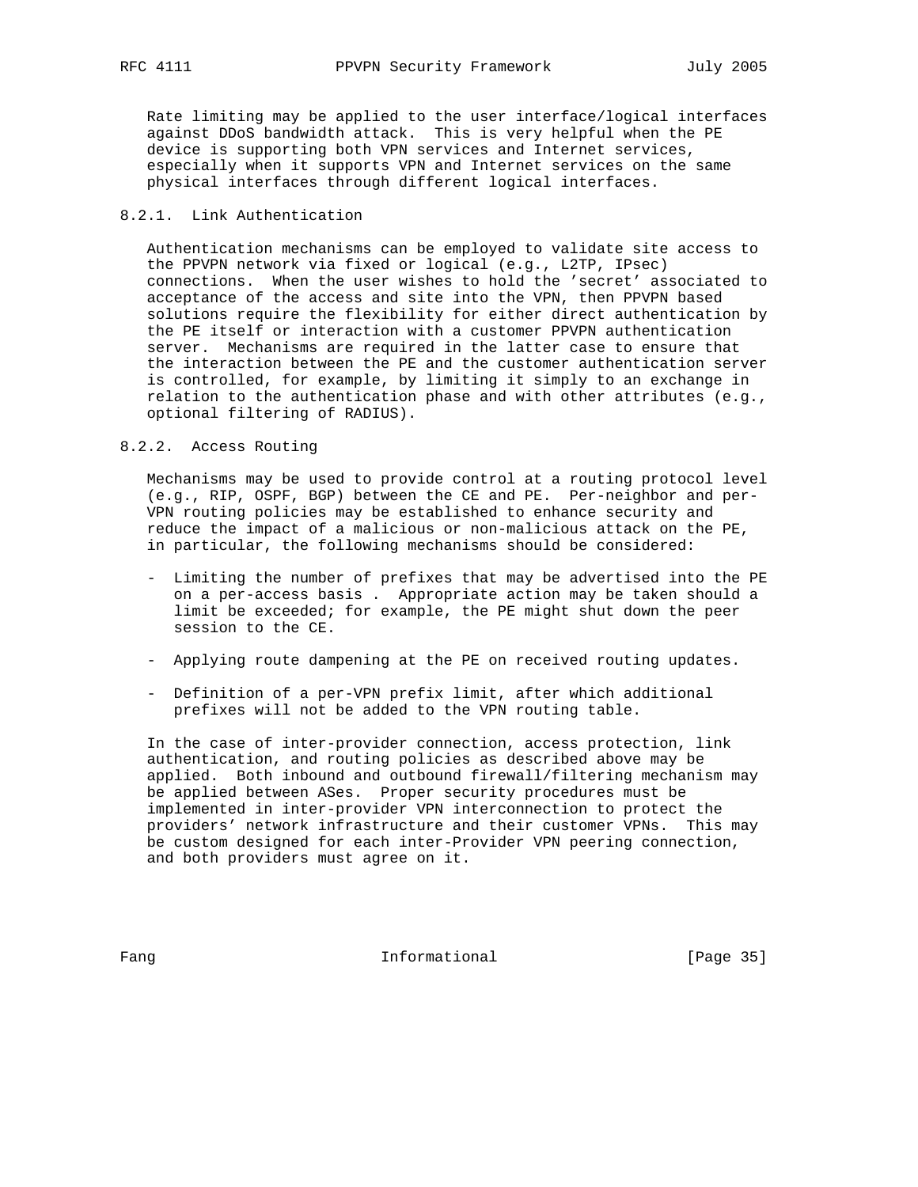Rate limiting may be applied to the user interface/logical interfaces against DDoS bandwidth attack. This is very helpful when the PE device is supporting both VPN services and Internet services, especially when it supports VPN and Internet services on the same physical interfaces through different logical interfaces.

### 8.2.1. Link Authentication

Authentication mechanisms can be employed to validate site access to the PPVPN network via fixed or logical (e.g., L2TP, IPsec) connections. When the user wishes to hold the 'secret' associated to acceptance of the access and site into the VPN, then PPVPN based solutions require the flexibility for either direct authentication by the PE itself or interaction with a customer PPVPN authentication server. Mechanisms are required in the latter case to ensure that the interaction between the PE and the customer authentication server is controlled, for example, by limiting it simply to an exchange in relation to the authentication phase and with other attributes (e.g., optional filtering of RADIUS).

### 8.2.2. Access Routing

Mechanisms may be used to provide control at a routing protocol level (e.g., RIP, OSPF, BGP) between the CE and PE. Per-neighbor and per-VPN routing policies may be established to enhance security and reduce the impact of a malicious or non-malicious attack on the PE, in particular, the following mechanisms should be considered:

- Limiting the number of prefixes that may be advertised into the PE on a per-access basis . Appropriate action may be taken should a limit be exceeded; for example, the PE might shut down the peer session to the CE.

- Applying route dampening at the PE on received routing updates.

- Definition of a per-VPN prefix limit, after which additional prefixes will not be added to the VPN routing table.

In the case of inter-provider connection, access protection, link authentication, and routing policies as described above may be applied. Both inbound and outbound firewall/filtering mechanism may be applied between ASes. Proper security procedures must be implemented in inter-provider VPN interconnection to protect the providers' network infrastructure and their customer VPNs. This may be custom designed for each inter-Provider VPN peering connection, and both providers must agree on it.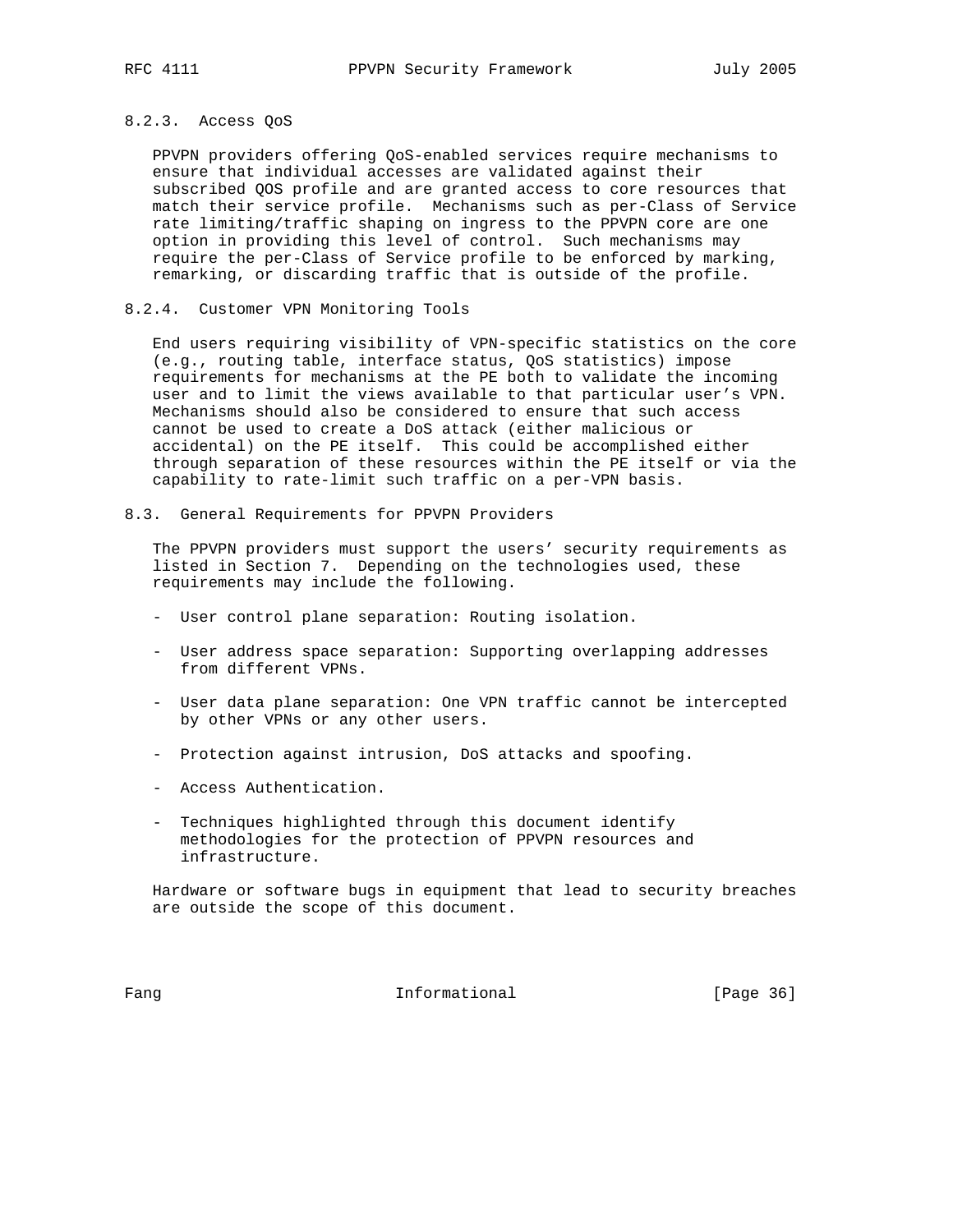#### 8.2.3. Access QoS

PPVPN providers offering QoS-enabled services require mechanisms to ensure that individual accesses are validated against their subscribed QOS profile and are granted access to core resources that match their service profile. Mechanisms such as per-Class of Service rate limiting/traffic shaping on ingress to the PPVPN core are one option in providing this level of control. Such mechanisms may require the per-Class of Service profile to be enforced by marking, remarking, or discarding traffic that is outside of the profile.

#### 8.2.4. Customer VPN Monitoring Tools

End users requiring visibility of VPN-specific statistics on the core (e.g., routing table, interface status, QoS statistics) impose requirements for mechanisms at the PE both to validate the incoming user and to limit the views available to that particular user's VPN. Mechanisms should also be considered to ensure that such access cannot be used to create a DoS attack (either malicious or accidental) on the PE itself. This could be accomplished either through separation of these resources within the PE itself or via the capability to rate-limit such traffic on a per-VPN basis.

### 8.3. General Requirements for PPVPN Providers

The PPVPN providers must support the users' security requirements as listed in Section 7. Depending on the technologies used, these requirements may include the following.

- User control plane separation: Routing isolation.

- User address space separation: Supporting overlapping addresses from different VPNs.

- User data plane separation: One VPN traffic cannot be intercepted by other VPNs or any other users.

- Protection against intrusion, DoS attacks and spoofing.

- Access Authentication.

- Techniques highlighted through this document identify methodologies for the protection of PPVPN resources and infrastructure.

Hardware or software bugs in equipment that lead to security breaches are outside the scope of this document.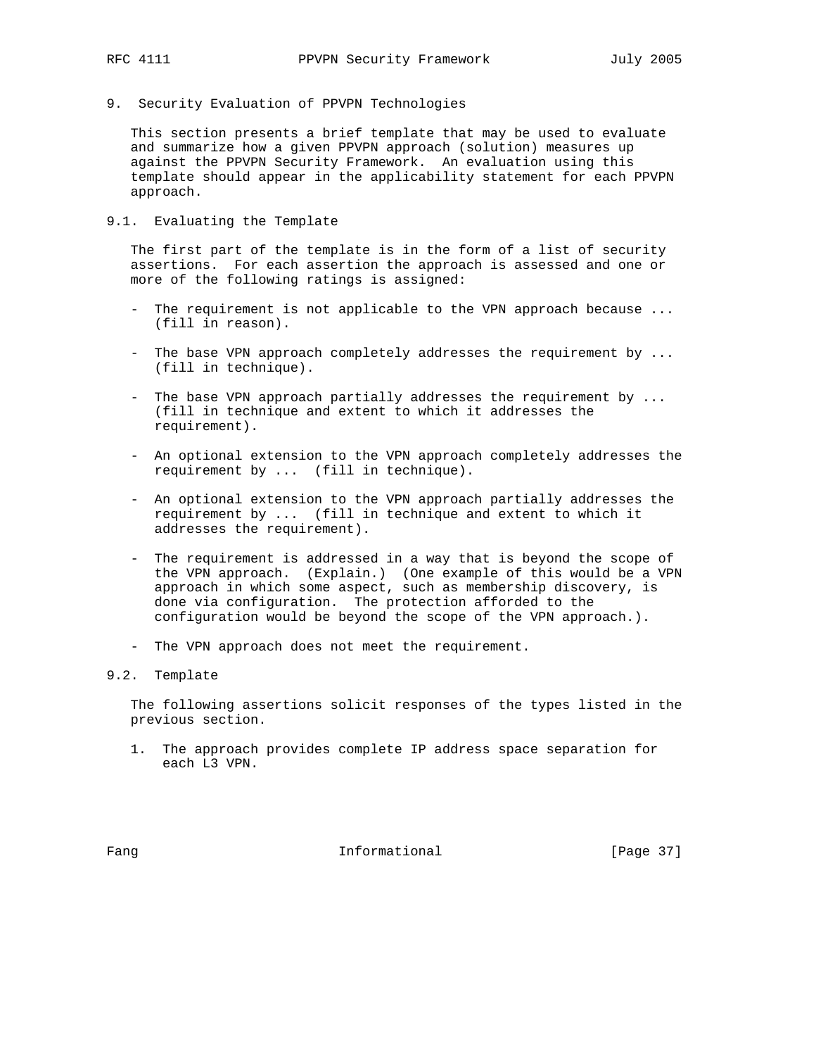# 9. Security Evaluation of PPVPN Technologies

This section presents a brief template that may be used to evaluate and summarize how a given PPVPN approach (solution) measures up against the PPVPN Security Framework. An evaluation using this template should appear in the applicability statement for each PPVPN approach.

## 9.1. Evaluating the Template

The first part of the template is in the form of a list of security assertions. For each assertion the approach is assessed and one or more of the following ratings is assigned:

- The requirement is not applicable to the VPN approach because ... (fill in reason).
- The base VPN approach completely addresses the requirement by ... (fill in technique).
- The base VPN approach partially addresses the requirement by ... (fill in technique and extent to which it addresses the requirement).
- An optional extension to the VPN approach completely addresses the requirement by ... (fill in technique).
- An optional extension to the VPN approach partially addresses the requirement by ... (fill in technique and extent to which it addresses the requirement).
- The requirement is addressed in a way that is beyond the scope of the VPN approach. (Explain.) (One example of this would be a VPN approach in which some aspect, such as membership discovery, is done via configuration. The protection afforded to the configuration would be beyond the scope of the VPN approach.).
- The VPN approach does not meet the requirement.

## 9.2. Template

The following assertions solicit responses of the types listed in the previous section.

1. The approach provides complete IP address space separation for each L3 VPN.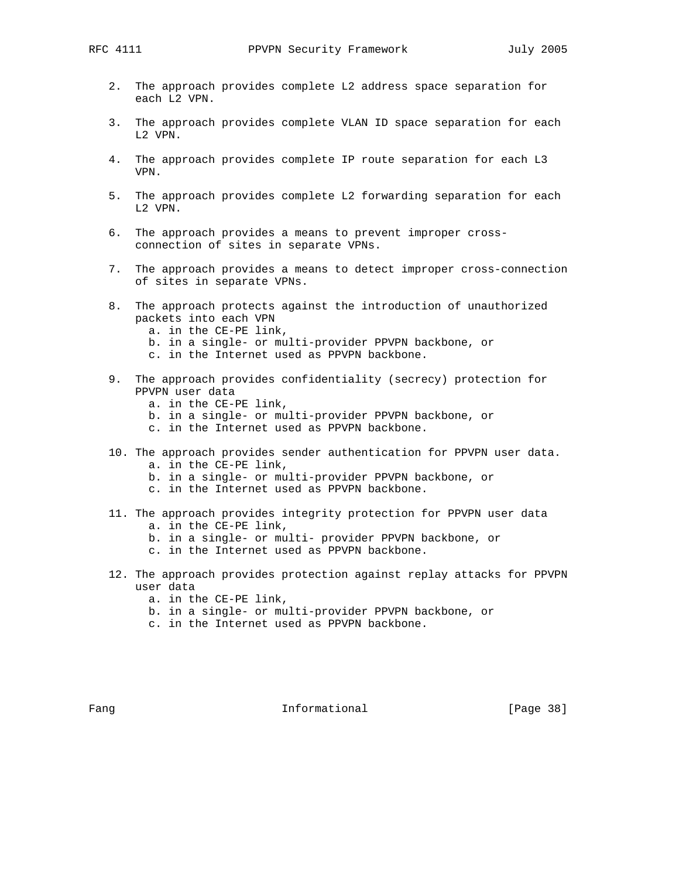2. The approach provides complete L2 address space separation for each L2 VPN.

3. The approach provides complete VLAN ID space separation for each L2 VPN.

4. The approach provides complete IP route separation for each L3 VPN.

5. The approach provides complete L2 forwarding separation for each L2 VPN.

6. The approach provides a means to prevent improper cross-connection of sites in separate VPNs.

7. The approach provides a means to detect improper cross-connection of sites in separate VPNs.

8. The approach protects against the introduction of unauthorized packets into each VPN
   a. in the CE-PE link,
   b. in a single- or multi-provider PPVPN backbone, or
   c. in the Internet used as PPVPN backbone.

9. The approach provides confidentiality (secrecy) protection for PPVPN user data
   a. in the CE-PE link,
   b. in a single- or multi-provider PPVPN backbone, or
   c. in the Internet used as PPVPN backbone.

10. The approach provides sender authentication for PPVPN user data.
    a. in the CE-PE link,
    b. in a single- or multi-provider PPVPN backbone, or
    c. in the Internet used as PPVPN backbone.

11. The approach provides integrity protection for PPVPN user data
    a. in the CE-PE link,
    b. in a single- or multi- provider PPVPN backbone, or
    c. in the Internet used as PPVPN backbone.

12. The approach provides protection against replay attacks for PPVPN user data
    a. in the CE-PE link,
    b. in a single- or multi-provider PPVPN backbone, or
    c. in the Internet used as PPVPN backbone.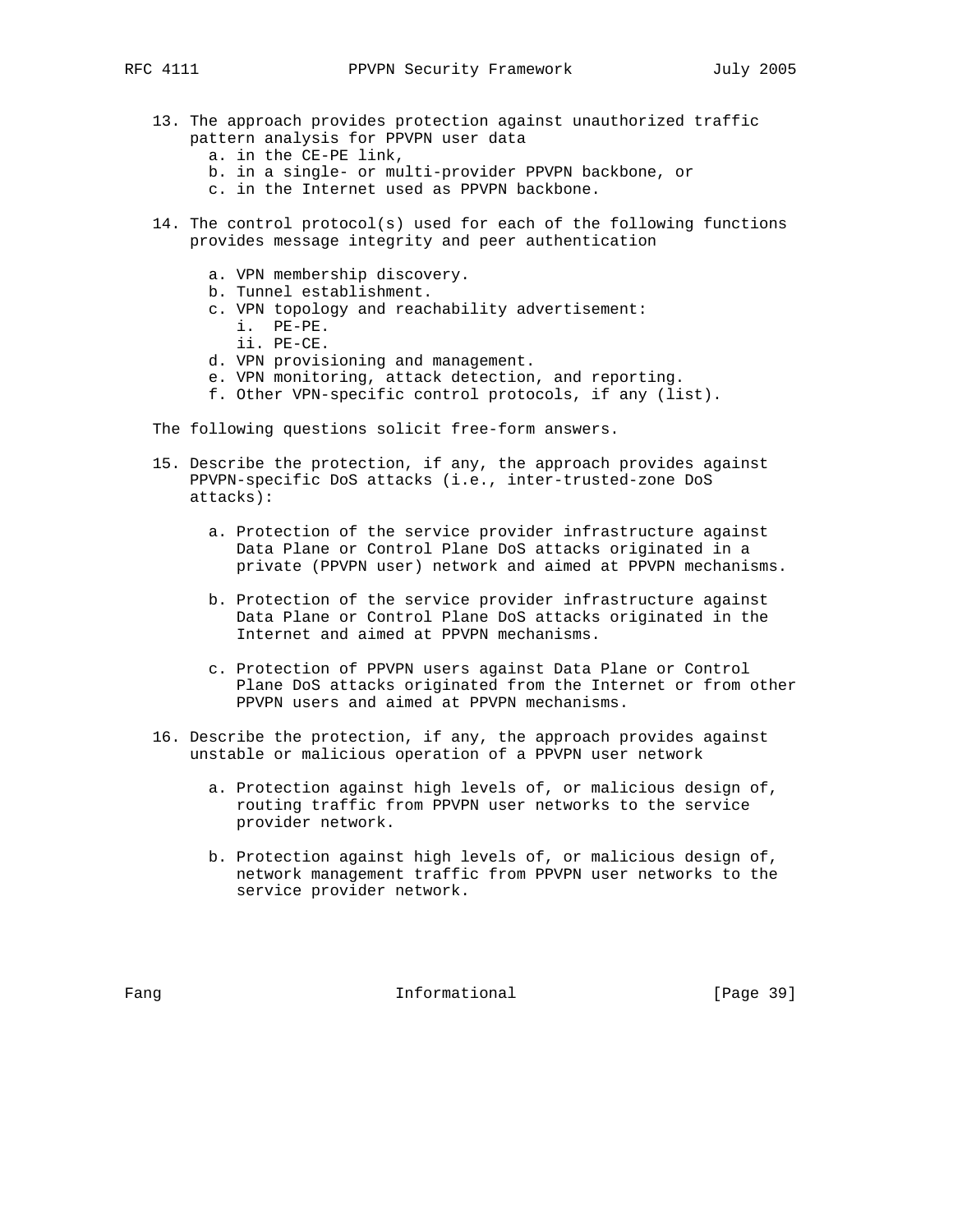13. The approach provides protection against unauthorized traffic pattern analysis for PPVPN user data
    a. in the CE-PE link,
    b. in a single- or multi-provider PPVPN backbone, or
    c. in the Internet used as PPVPN backbone.

14. The control protocol(s) used for each of the following functions provides message integrity and peer authentication

    a. VPN membership discovery.
    b. Tunnel establishment.
    c. VPN topology and reachability advertisement:
       i. PE-PE.
       ii. PE-CE.
    d. VPN provisioning and management.
    e. VPN monitoring, attack detection, and reporting.
    f. Other VPN-specific control protocols, if any (list).

The following questions solicit free-form answers.

15. Describe the protection, if any, the approach provides against PPVPN-specific DoS attacks (i.e., inter-trusted-zone DoS attacks):

    a. Protection of the service provider infrastructure against Data Plane or Control Plane DoS attacks originated in a private (PPVPN user) network and aimed at PPVPN mechanisms.

    b. Protection of the service provider infrastructure against Data Plane or Control Plane DoS attacks originated in the Internet and aimed at PPVPN mechanisms.

    c. Protection of PPVPN users against Data Plane or Control Plane DoS attacks originated from the Internet or from other PPVPN users and aimed at PPVPN mechanisms.

16. Describe the protection, if any, the approach provides against unstable or malicious operation of a PPVPN user network

    a. Protection against high levels of, or malicious design of, routing traffic from PPVPN user networks to the service provider network.

    b. Protection against high levels of, or malicious design of, network management traffic from PPVPN user networks to the service provider network.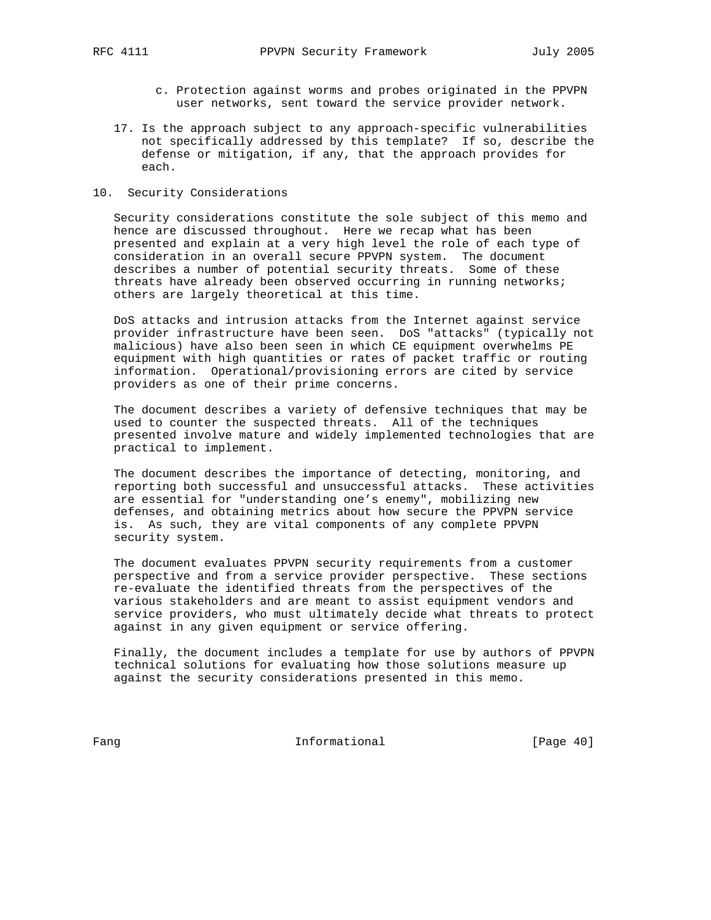c. Protection against worms and probes originated in the PPVPN user networks, sent toward the service provider network.

17. Is the approach subject to any approach-specific vulnerabilities not specifically addressed by this template? If so, describe the defense or mitigation, if any, that the approach provides for each.

## 10. Security Considerations

Security considerations constitute the sole subject of this memo and hence are discussed throughout. Here we recap what has been presented and explain at a very high level the role of each type of consideration in an overall secure PPVPN system. The document describes a number of potential security threats. Some of these threats have already been observed occurring in running networks; others are largely theoretical at this time.

DoS attacks and intrusion attacks from the Internet against service provider infrastructure have been seen. DoS "attacks" (typically not malicious) have also been seen in which CE equipment overwhelms PE equipment with high quantities or rates of packet traffic or routing information. Operational/provisioning errors are cited by service providers as one of their prime concerns.

The document describes a variety of defensive techniques that may be used to counter the suspected threats. All of the techniques presented involve mature and widely implemented technologies that are practical to implement.

The document describes the importance of detecting, monitoring, and reporting both successful and unsuccessful attacks. These activities are essential for "understanding one’s enemy", mobilizing new defenses, and obtaining metrics about how secure the PPVPN service is. As such, they are vital components of any complete PPVPN security system.

The document evaluates PPVPN security requirements from a customer perspective and from a service provider perspective. These sections re-evaluate the identified threats from the perspectives of the various stakeholders and are meant to assist equipment vendors and service providers, who must ultimately decide what threats to protect against in any given equipment or service offering.

Finally, the document includes a template for use by authors of PPVPN technical solutions for evaluating how those solutions measure up against the security considerations presented in this memo.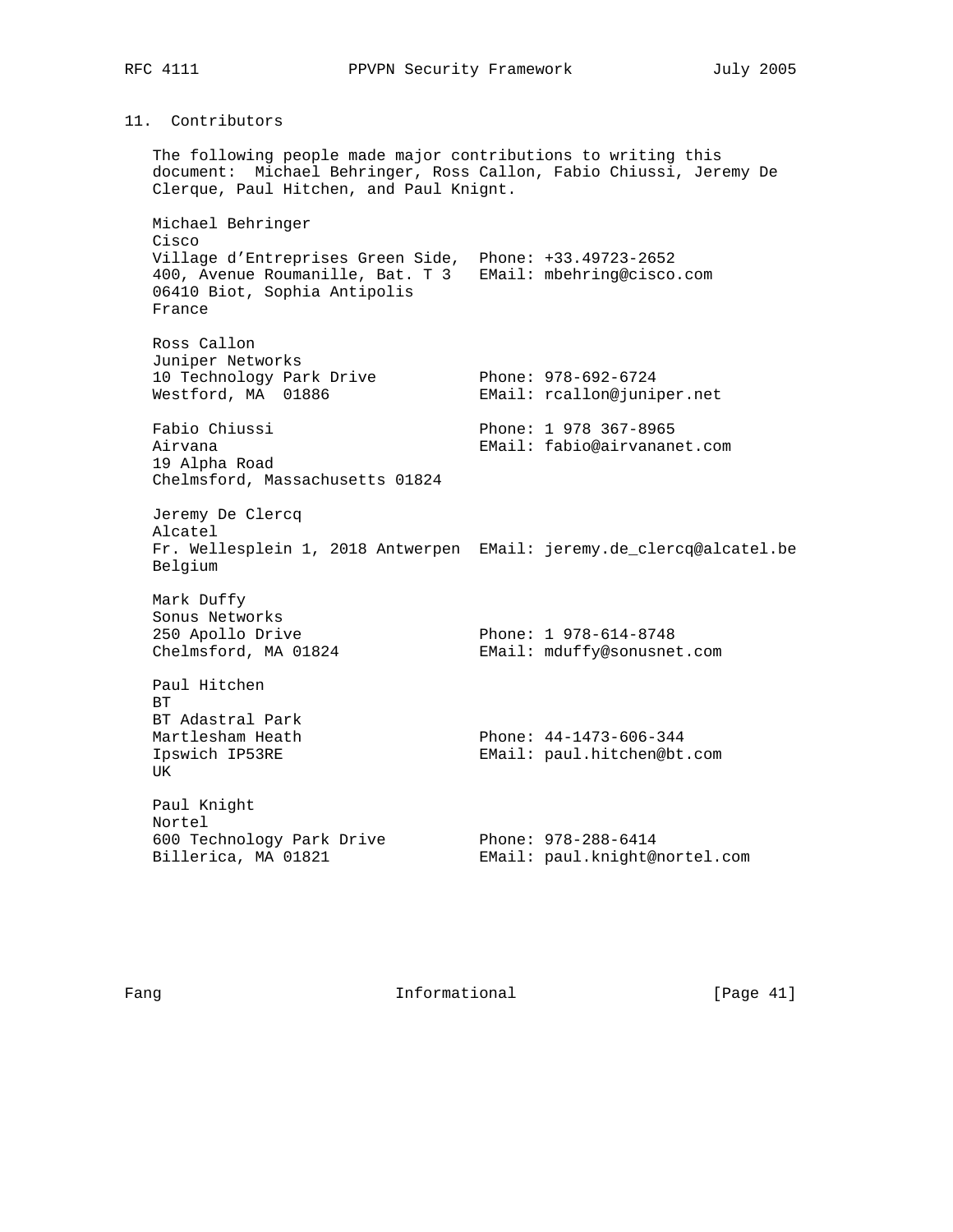## 11. Contributors

The following people made major contributions to writing this document: Michael Behringer, Ross Callon, Fabio Chiussi, Jeremy De Clerque, Paul Hitchen, and Paul Knignt.

```
Michael Behringer
Cisco
Village d'Entreprises Green Side,  Phone: +33.49723-2652
400, Avenue Roumanille, Bat. T 3   EMail: mbehring@cisco.com
06410 Biot, Sophia Antipolis
France

Ross Callon
Juniper Networks
10 Technology Park Drive           Phone: 978-692-6724
Westford, MA  01886                EMail: rcallon@juniper.net

Fabio Chiussi                      Phone: 1 978 367-8965
Airvana                            EMail: fabio@airvananet.com
19 Alpha Road
Chelmsford, Massachusetts 01824

Jeremy De Clercq
Alcatel
Fr. Wellesplein 1, 2018 Antwerpen  EMail: jeremy.de_clercq@alcatel.be
Belgium

Mark Duffy
Sonus Networks
250 Apollo Drive                   Phone: 1 978-614-8748
Chelmsford, MA 01824               EMail: mduffy@sonusnet.com

Paul Hitchen
BT
BT Adastral Park
Martlesham Heath                   Phone: 44-1473-606-344
Ipswich IP53RE                     EMail: paul.hitchen@bt.com
UK

Paul Knight
Nortel
600 Technology Park Drive          Phone: 978-288-6414
Billerica, MA 01821                EMail: paul.knight@nortel.com
```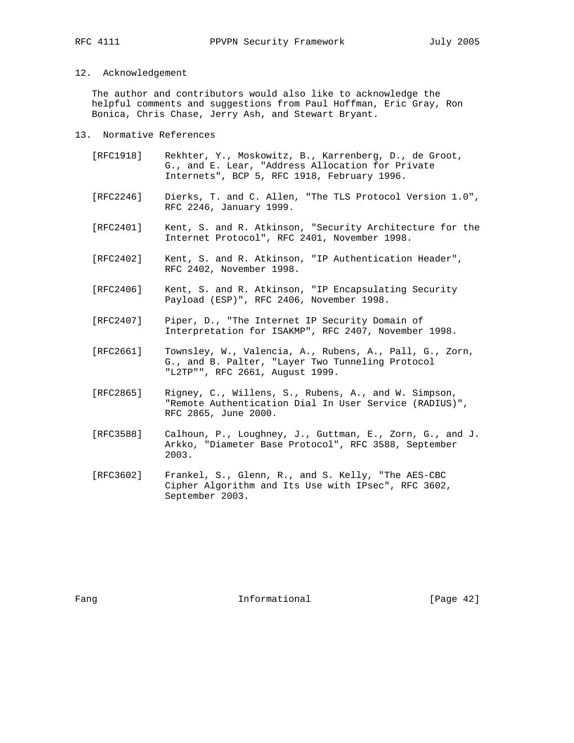## 12. Acknowledgement

The author and contributors would also like to acknowledge the helpful comments and suggestions from Paul Hoffman, Eric Gray, Ron Bonica, Chris Chase, Jerry Ash, and Stewart Bryant.

## 13. Normative References

[RFC1918] Rekhter, Y., Moskowitz, B., Karrenberg, D., de Groot, G., and E. Lear, "Address Allocation for Private Internets", BCP 5, RFC 1918, February 1996.

[RFC2246] Dierks, T. and C. Allen, "The TLS Protocol Version 1.0", RFC 2246, January 1999.

[RFC2401] Kent, S. and R. Atkinson, "Security Architecture for the Internet Protocol", RFC 2401, November 1998.

[RFC2402] Kent, S. and R. Atkinson, "IP Authentication Header", RFC 2402, November 1998.

[RFC2406] Kent, S. and R. Atkinson, "IP Encapsulating Security Payload (ESP)", RFC 2406, November 1998.

[RFC2407] Piper, D., "The Internet IP Security Domain of Interpretation for ISAKMP", RFC 2407, November 1998.

[RFC2661] Townsley, W., Valencia, A., Rubens, A., Pall, G., Zorn, G., and B. Palter, "Layer Two Tunneling Protocol "L2TP"", RFC 2661, August 1999.

[RFC2865] Rigney, C., Willens, S., Rubens, A., and W. Simpson, "Remote Authentication Dial In User Service (RADIUS)", RFC 2865, June 2000.

[RFC3588] Calhoun, P., Loughney, J., Guttman, E., Zorn, G., and J. Arkko, "Diameter Base Protocol", RFC 3588, September 2003.

[RFC3602] Frankel, S., Glenn, R., and S. Kelly, "The AES-CBC Cipher Algorithm and Its Use with IPsec", RFC 3602, September 2003.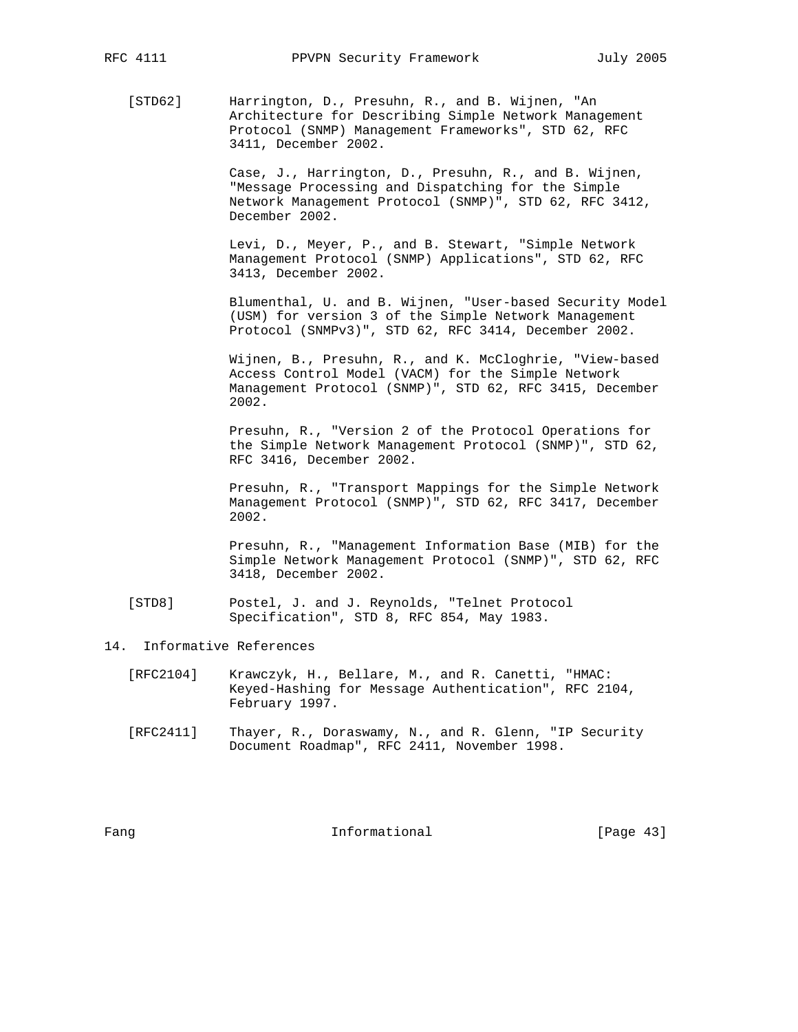[STD62] Harrington, D., Presuhn, R., and B. Wijnen, "An Architecture for Describing Simple Network Management Protocol (SNMP) Management Frameworks", STD 62, RFC 3411, December 2002.

Case, J., Harrington, D., Presuhn, R., and B. Wijnen, "Message Processing and Dispatching for the Simple Network Management Protocol (SNMP)", STD 62, RFC 3412, December 2002.

Levi, D., Meyer, P., and B. Stewart, "Simple Network Management Protocol (SNMP) Applications", STD 62, RFC 3413, December 2002.

Blumenthal, U. and B. Wijnen, "User-based Security Model (USM) for version 3 of the Simple Network Management Protocol (SNMPv3)", STD 62, RFC 3414, December 2002.

Wijnen, B., Presuhn, R., and K. McCloghrie, "View-based Access Control Model (VACM) for the Simple Network Management Protocol (SNMP)", STD 62, RFC 3415, December 2002.

Presuhn, R., "Version 2 of the Protocol Operations for the Simple Network Management Protocol (SNMP)", STD 62, RFC 3416, December 2002.

Presuhn, R., "Transport Mappings for the Simple Network Management Protocol (SNMP)", STD 62, RFC 3417, December 2002.

Presuhn, R., "Management Information Base (MIB) for the Simple Network Management Protocol (SNMP)", STD 62, RFC 3418, December 2002.

[STD8] Postel, J. and J. Reynolds, "Telnet Protocol Specification", STD 8, RFC 854, May 1983.

## 14. Informative References

[RFC2104] Krawczyk, H., Bellare, M., and R. Canetti, "HMAC: Keyed-Hashing for Message Authentication", RFC 2104, February 1997.

[RFC2411] Thayer, R., Doraswamy, N., and R. Glenn, "IP Security Document Roadmap", RFC 2411, November 1998.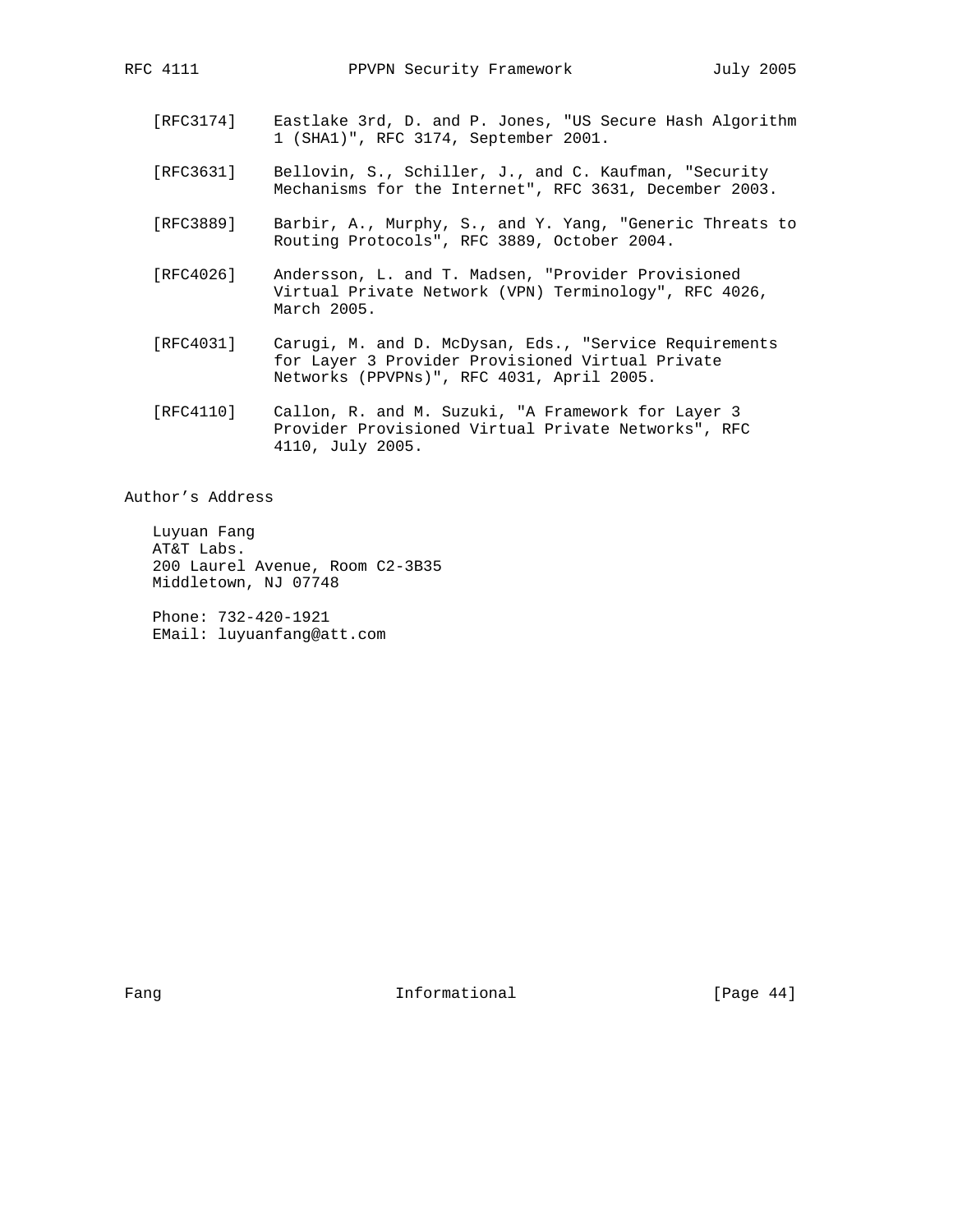[RFC3174] Eastlake 3rd, D. and P. Jones, "US Secure Hash Algorithm 1 (SHA1)", RFC 3174, September 2001.

[RFC3631] Bellovin, S., Schiller, J., and C. Kaufman, "Security Mechanisms for the Internet", RFC 3631, December 2003.

[RFC3889] Barbir, A., Murphy, S., and Y. Yang, "Generic Threats to Routing Protocols", RFC 3889, October 2004.

[RFC4026] Andersson, L. and T. Madsen, "Provider Provisioned Virtual Private Network (VPN) Terminology", RFC 4026, March 2005.

[RFC4031] Carugi, M. and D. McDysan, Eds., "Service Requirements for Layer 3 Provider Provisioned Virtual Private Networks (PPVPNs)", RFC 4031, April 2005.

[RFC4110] Callon, R. and M. Suzuki, "A Framework for Layer 3 Provider Provisioned Virtual Private Networks", RFC 4110, July 2005.

## Author's Address

Luyuan Fang
AT&T Labs.
200 Laurel Avenue, Room C2-3B35
Middletown, NJ 07748

Phone: 732-420-1921
EMail: luyuanfang@att.com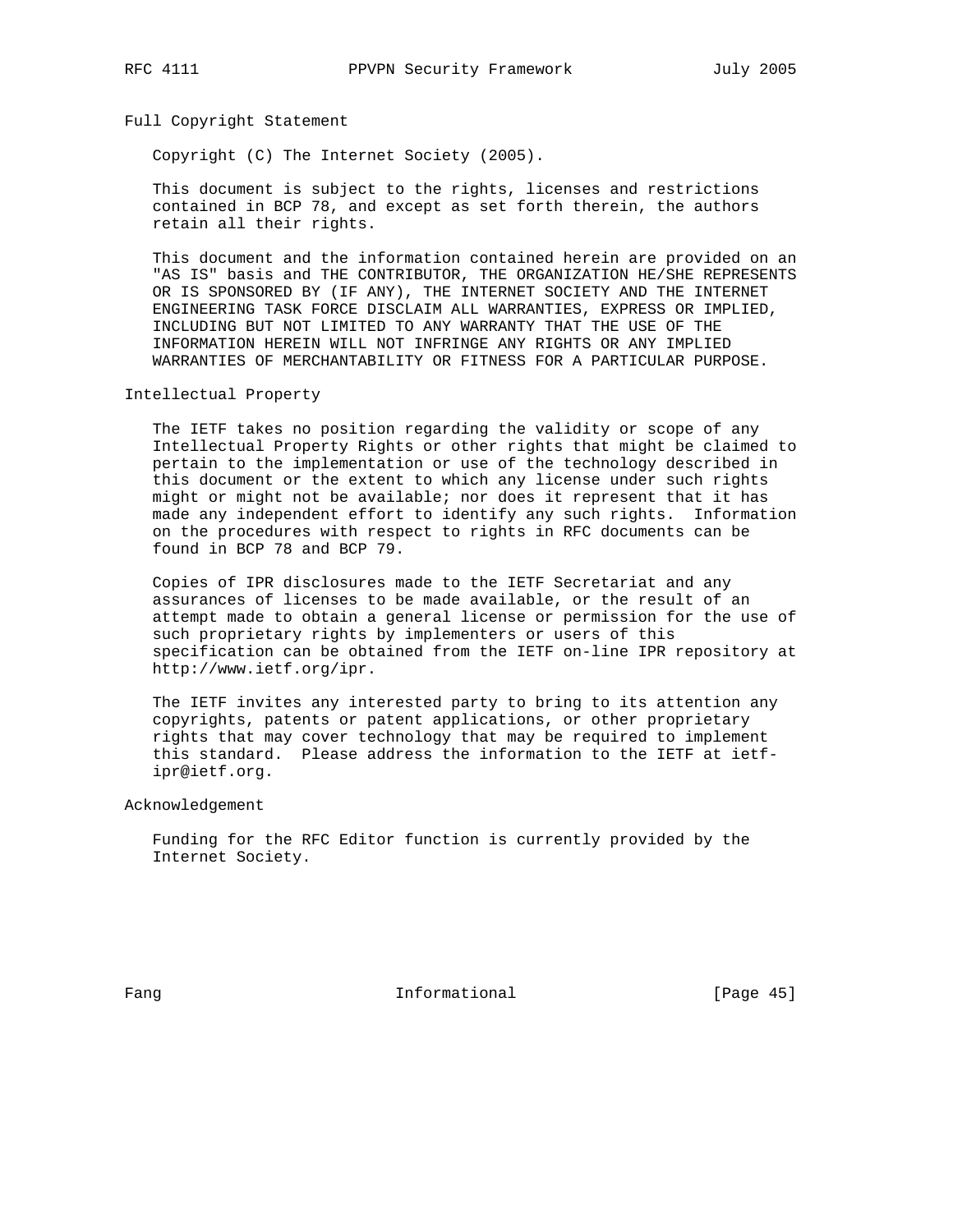## Full Copyright Statement

Copyright (C) The Internet Society (2005).

This document is subject to the rights, licenses and restrictions contained in BCP 78, and except as set forth therein, the authors retain all their rights.

This document and the information contained herein are provided on an "AS IS" basis and THE CONTRIBUTOR, THE ORGANIZATION HE/SHE REPRESENTS OR IS SPONSORED BY (IF ANY), THE INTERNET SOCIETY AND THE INTERNET ENGINEERING TASK FORCE DISCLAIM ALL WARRANTIES, EXPRESS OR IMPLIED, INCLUDING BUT NOT LIMITED TO ANY WARRANTY THAT THE USE OF THE INFORMATION HEREIN WILL NOT INFRINGE ANY RIGHTS OR ANY IMPLIED WARRANTIES OF MERCHANTABILITY OR FITNESS FOR A PARTICULAR PURPOSE.

## Intellectual Property

The IETF takes no position regarding the validity or scope of any Intellectual Property Rights or other rights that might be claimed to pertain to the implementation or use of the technology described in this document or the extent to which any license under such rights might or might not be available; nor does it represent that it has made any independent effort to identify any such rights. Information on the procedures with respect to rights in RFC documents can be found in BCP 78 and BCP 79.

Copies of IPR disclosures made to the IETF Secretariat and any assurances of licenses to be made available, or the result of an attempt made to obtain a general license or permission for the use of such proprietary rights by implementers or users of this specification can be obtained from the IETF on-line IPR repository at http://www.ietf.org/ipr.

The IETF invites any interested party to bring to its attention any copyrights, patents or patent applications, or other proprietary rights that may cover technology that may be required to implement this standard. Please address the information to the IETF at ietf-ipr@ietf.org.

## Acknowledgement

Funding for the RFC Editor function is currently provided by the Internet Society.